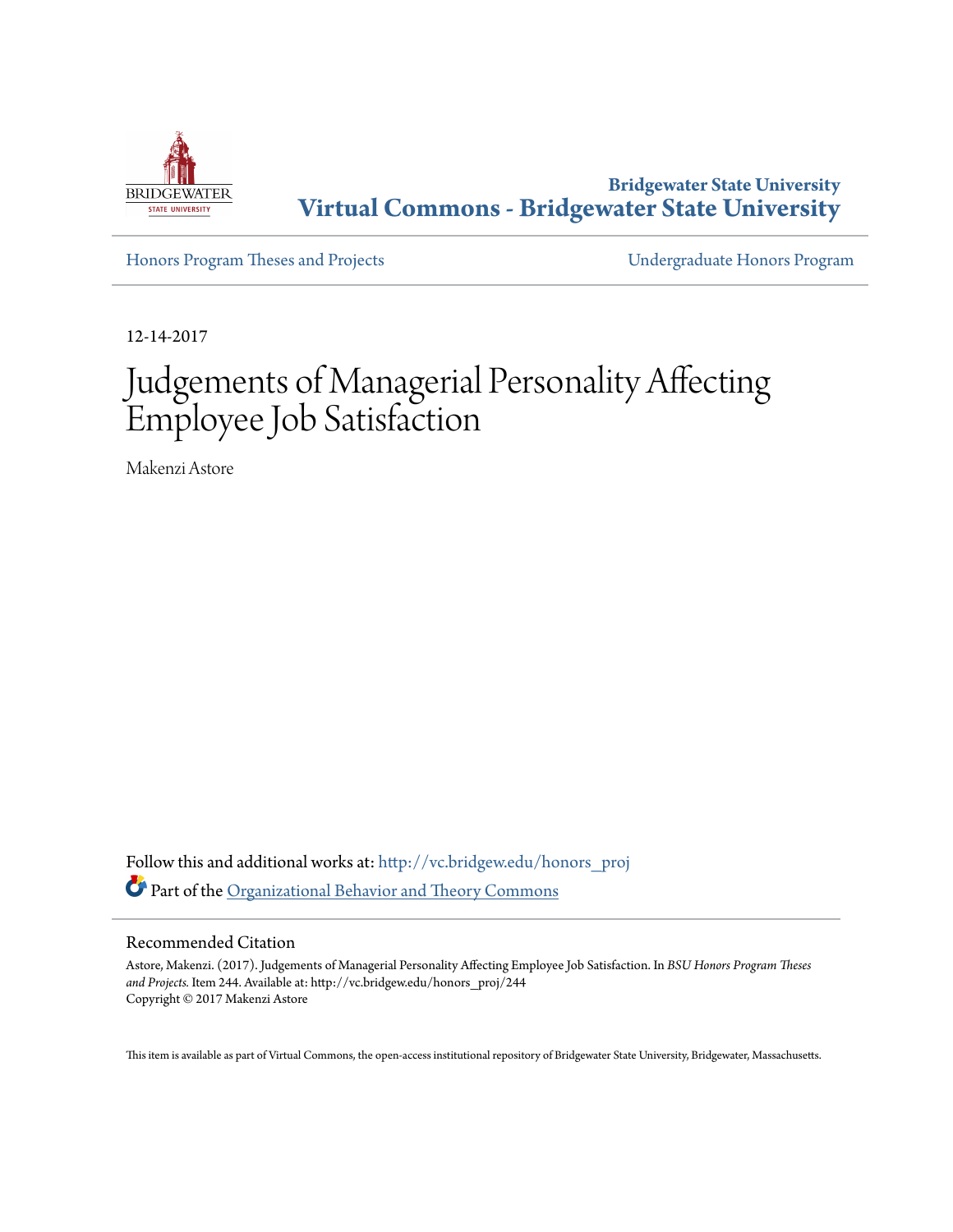Bridgewater State University

# Virtual Commons - Bridgewater State University

Honors Program Theses and Projects

Undergraduate Honors Program

12-14-2017

# Judgements of Managerial Personality Affecting Employee Job Satisfaction

Makenzi Astore

Follow this and additional works at: http://vc.bridgew.edu/honors_proj

Part of the Organizational Behavior and Theory Commons

## Recommended Citation

Astore, Makenzi. (2017). Judgements of Managerial Personality Affecting Employee Job Satisfaction. In *BSU Honors Program Theses and Projects.* Item 244. Available at: http://vc.bridgew.edu/honors_proj/244
Copyright © 2017 Makenzi Astore

This item is available as part of Virtual Commons, the open-access institutional repository of Bridgewater State University, Bridgewater, Massachusetts.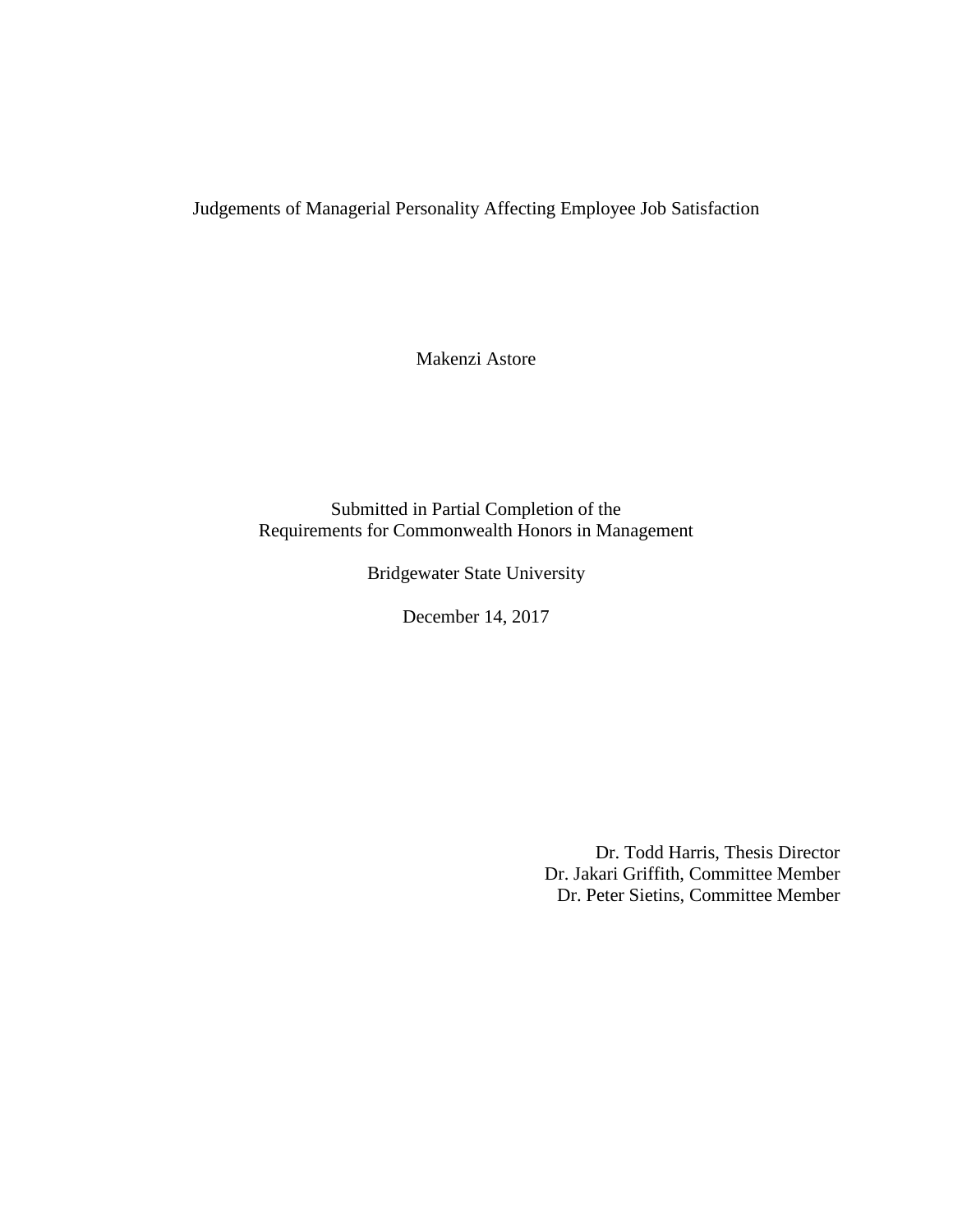# Judgements of Managerial Personality Affecting Employee Job Satisfaction

Makenzi Astore

Submitted in Partial Completion of the
Requirements for Commonwealth Honors in Management

Bridgewater State University

December 14, 2017

Dr. Todd Harris, Thesis Director
Dr. Jakari Griffith, Committee Member
Dr. Peter Sietins, Committee Member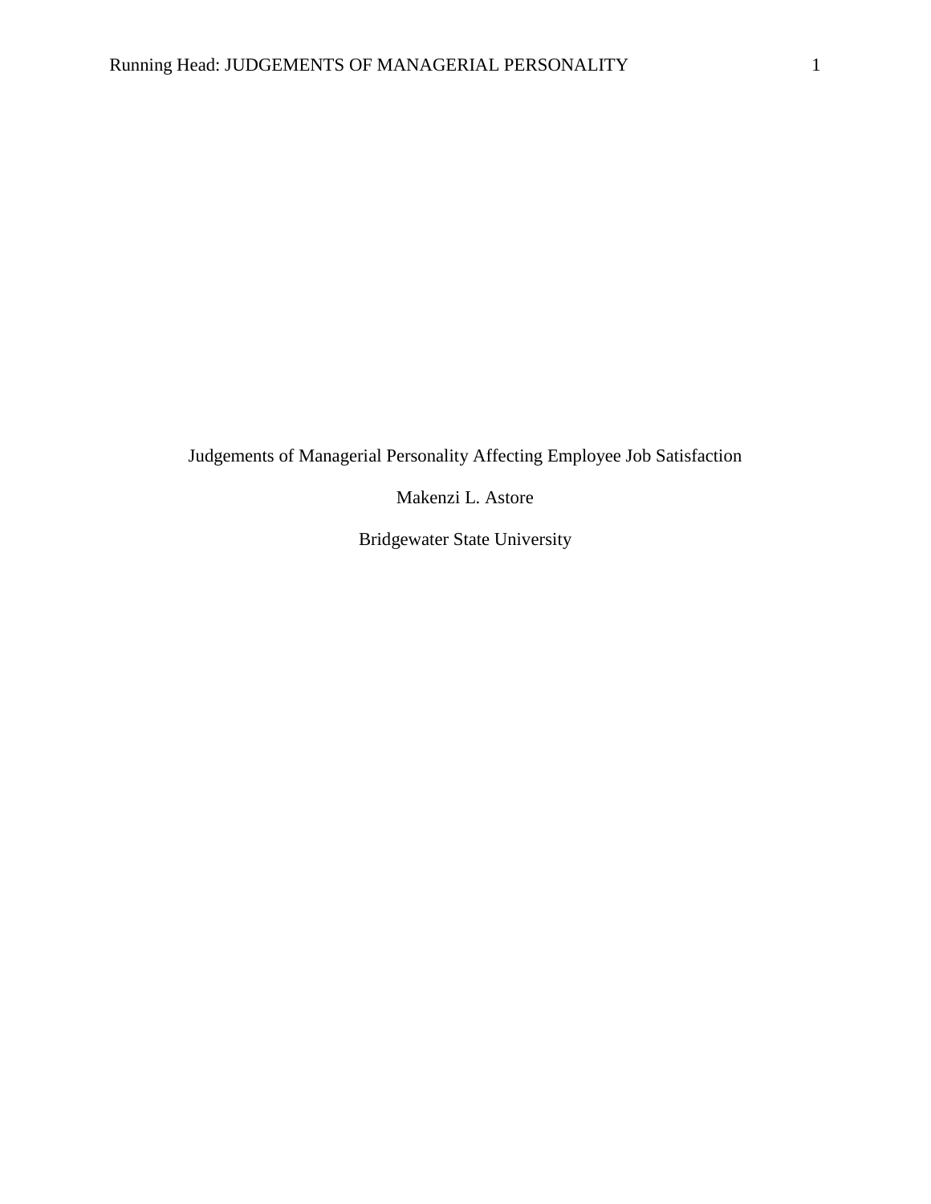# Judgements of Managerial Personality Affecting Employee Job Satisfaction

Makenzi L. Astore

Bridgewater State University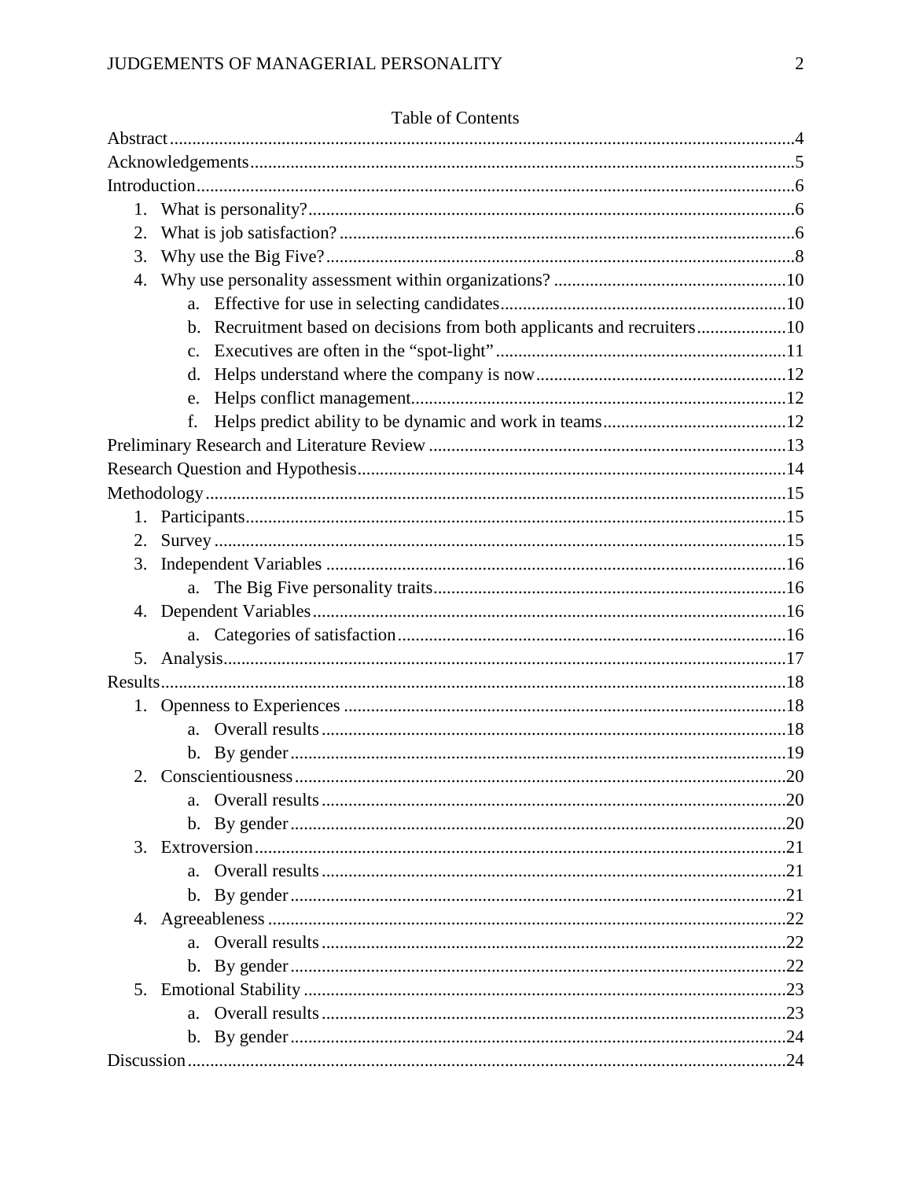## Table of Contents

Abstract ..........4

Acknowledgements ..........5

Introduction ..........6

1. What is personality? ..........6
2. What is job satisfaction? ..........6
3. Why use the Big Five? ..........8
4. Why use personality assessment within organizations? ..........10
   a. Effective for use in selecting candidates ..........10
   b. Recruitment based on decisions from both applicants and recruiters ..........10
   c. Executives are often in the “spot-light” ..........11
   d. Helps understand where the company is now ..........12
   e. Helps conflict management ..........12
   f. Helps predict ability to be dynamic and work in teams ..........12

Preliminary Research and Literature Review ..........13

Research Question and Hypothesis ..........14

Methodology ..........15

1. Participants ..........15
2. Survey ..........15
3. Independent Variables ..........16
   a. The Big Five personality traits ..........16
4. Dependent Variables ..........16
   a. Categories of satisfaction ..........16
5. Analysis ..........17

Results ..........18

1. Openness to Experiences ..........18
   a. Overall results ..........18
   b. By gender ..........19
2. Conscientiousness ..........20
   a. Overall results ..........20
   b. By gender ..........20
3. Extroversion ..........21
   a. Overall results ..........21
   b. By gender ..........21
4. Agreeableness ..........22
   a. Overall results ..........22
   b. By gender ..........22
5. Emotional Stability ..........23
   a. Overall results ..........23
   b. By gender ..........24

Discussion ..........24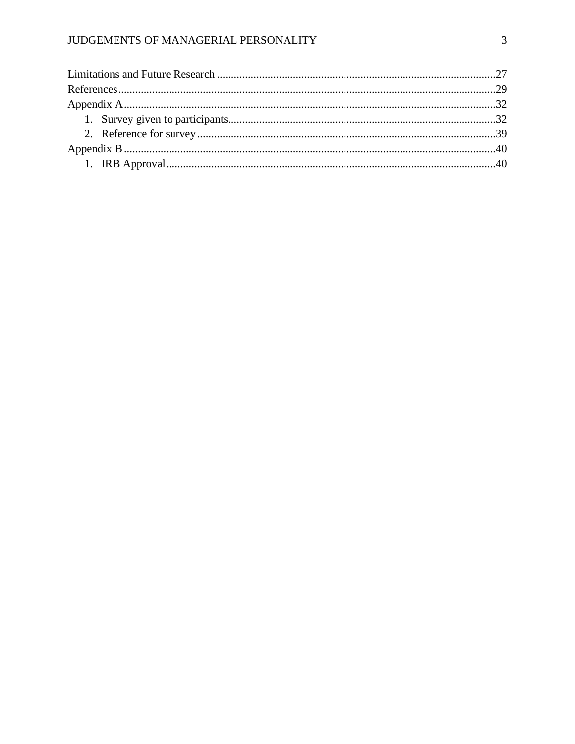Limitations and Future Research ....................................................................................................27
References ......................................................................................................................................29
Appendix A ....................................................................................................................................32
1. Survey given to participants ..............................................................................................32
2. Reference for survey ..........................................................................................................39
Appendix B ....................................................................................................................................40
1. IRB Approval .....................................................................................................................40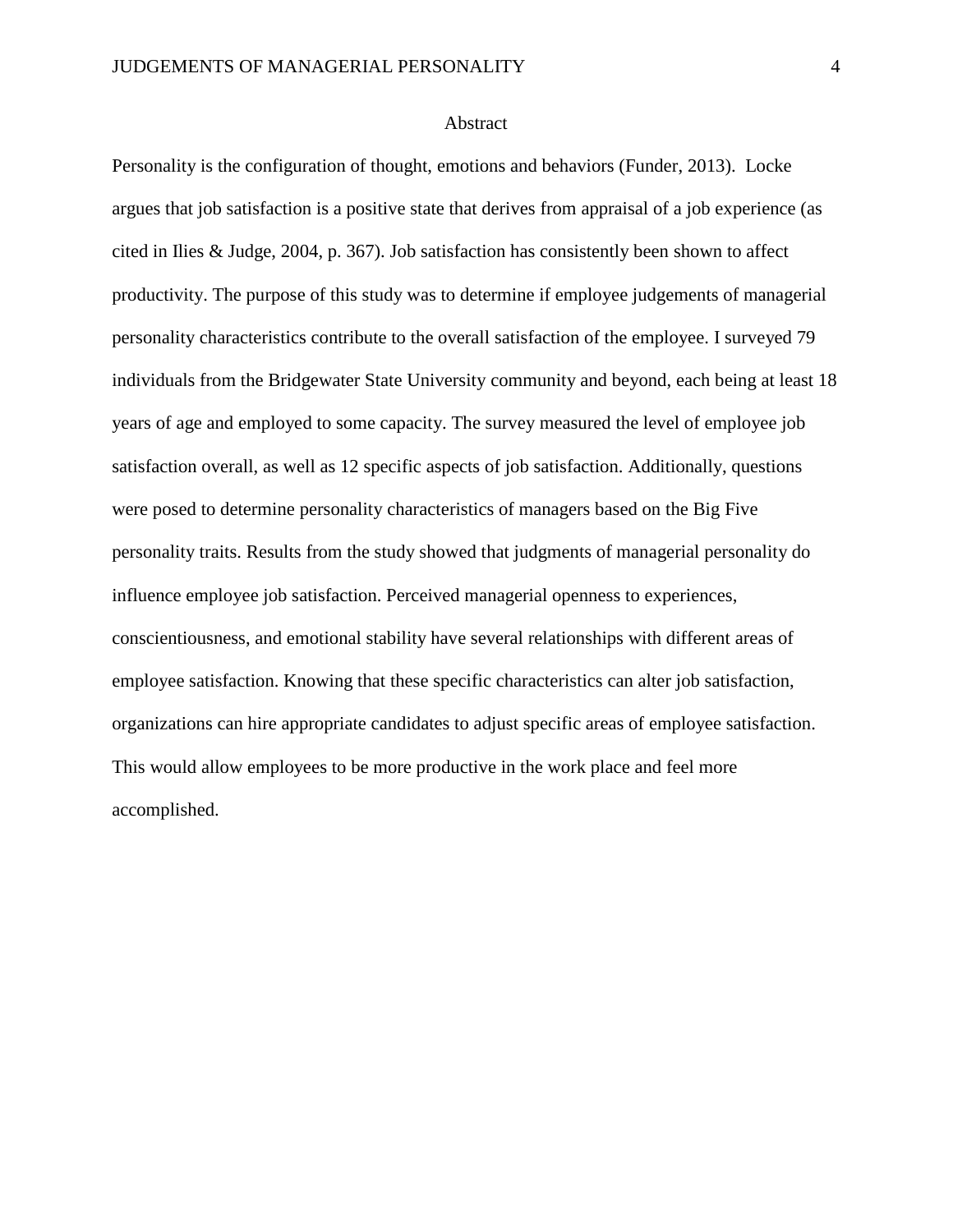# Abstract

Personality is the configuration of thought, emotions and behaviors (Funder, 2013). Locke argues that job satisfaction is a positive state that derives from appraisal of a job experience (as cited in Ilies & Judge, 2004, p. 367). Job satisfaction has consistently been shown to affect productivity. The purpose of this study was to determine if employee judgements of managerial personality characteristics contribute to the overall satisfaction of the employee. I surveyed 79 individuals from the Bridgewater State University community and beyond, each being at least 18 years of age and employed to some capacity. The survey measured the level of employee job satisfaction overall, as well as 12 specific aspects of job satisfaction. Additionally, questions were posed to determine personality characteristics of managers based on the Big Five personality traits. Results from the study showed that judgments of managerial personality do influence employee job satisfaction. Perceived managerial openness to experiences, conscientiousness, and emotional stability have several relationships with different areas of employee satisfaction. Knowing that these specific characteristics can alter job satisfaction, organizations can hire appropriate candidates to adjust specific areas of employee satisfaction. This would allow employees to be more productive in the work place and feel more accomplished.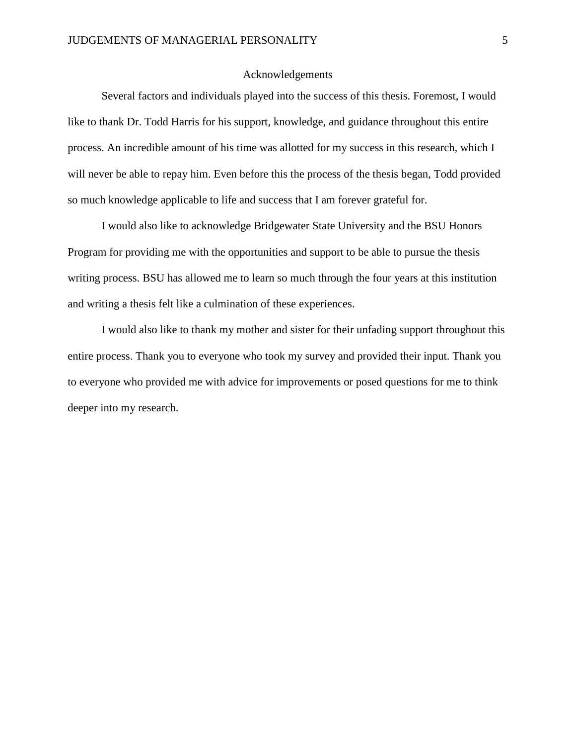# Acknowledgements

Several factors and individuals played into the success of this thesis. Foremost, I would like to thank Dr. Todd Harris for his support, knowledge, and guidance throughout this entire process. An incredible amount of his time was allotted for my success in this research, which I will never be able to repay him. Even before this the process of the thesis began, Todd provided so much knowledge applicable to life and success that I am forever grateful for.

I would also like to acknowledge Bridgewater State University and the BSU Honors Program for providing me with the opportunities and support to be able to pursue the thesis writing process. BSU has allowed me to learn so much through the four years at this institution and writing a thesis felt like a culmination of these experiences.

I would also like to thank my mother and sister for their unfading support throughout this entire process. Thank you to everyone who took my survey and provided their input. Thank you to everyone who provided me with advice for improvements or posed questions for me to think deeper into my research.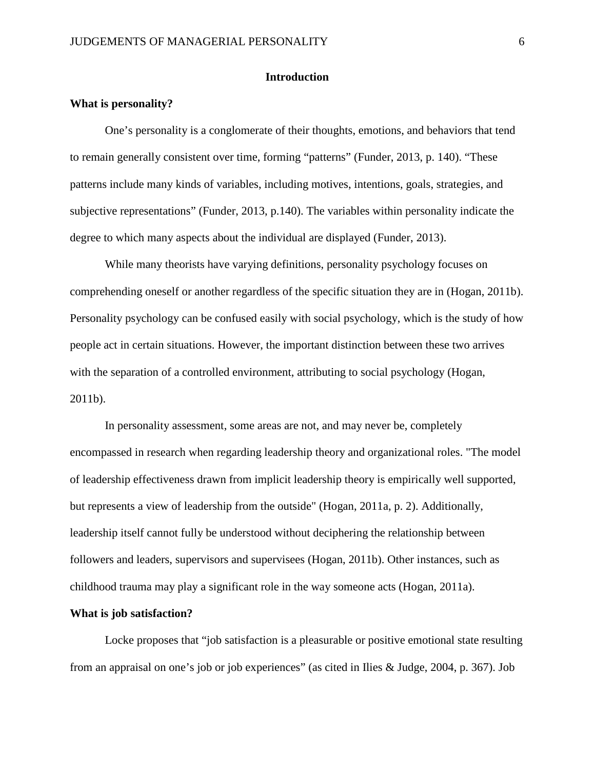# Introduction

## What is personality?

One’s personality is a conglomerate of their thoughts, emotions, and behaviors that tend to remain generally consistent over time, forming “patterns” (Funder, 2013, p. 140). “These patterns include many kinds of variables, including motives, intentions, goals, strategies, and subjective representations” (Funder, 2013, p.140). The variables within personality indicate the degree to which many aspects about the individual are displayed (Funder, 2013).

While many theorists have varying definitions, personality psychology focuses on comprehending oneself or another regardless of the specific situation they are in (Hogan, 2011b). Personality psychology can be confused easily with social psychology, which is the study of how people act in certain situations. However, the important distinction between these two arrives with the separation of a controlled environment, attributing to social psychology (Hogan, 2011b).

In personality assessment, some areas are not, and may never be, completely encompassed in research when regarding leadership theory and organizational roles. "The model of leadership effectiveness drawn from implicit leadership theory is empirically well supported, but represents a view of leadership from the outside" (Hogan, 2011a, p. 2). Additionally, leadership itself cannot fully be understood without deciphering the relationship between followers and leaders, supervisors and supervisees (Hogan, 2011b). Other instances, such as childhood trauma may play a significant role in the way someone acts (Hogan, 2011a).

## What is job satisfaction?

Locke proposes that “job satisfaction is a pleasurable or positive emotional state resulting from an appraisal on one’s job or job experiences” (as cited in Ilies & Judge, 2004, p. 367). Job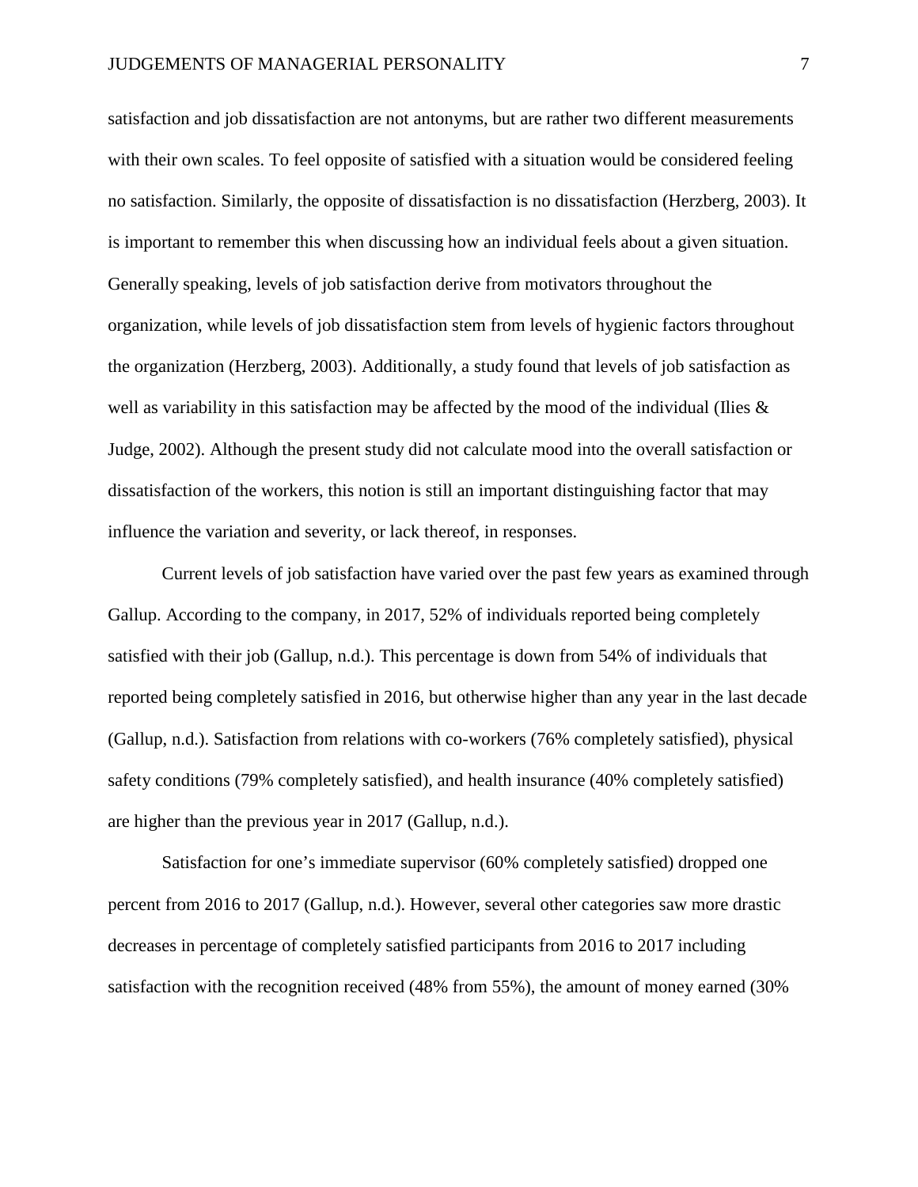satisfaction and job dissatisfaction are not antonyms, but are rather two different measurements with their own scales. To feel opposite of satisfied with a situation would be considered feeling no satisfaction. Similarly, the opposite of dissatisfaction is no dissatisfaction (Herzberg, 2003). It is important to remember this when discussing how an individual feels about a given situation. Generally speaking, levels of job satisfaction derive from motivators throughout the organization, while levels of job dissatisfaction stem from levels of hygienic factors throughout the organization (Herzberg, 2003). Additionally, a study found that levels of job satisfaction as well as variability in this satisfaction may be affected by the mood of the individual (Ilies & Judge, 2002). Although the present study did not calculate mood into the overall satisfaction or dissatisfaction of the workers, this notion is still an important distinguishing factor that may influence the variation and severity, or lack thereof, in responses.

Current levels of job satisfaction have varied over the past few years as examined through Gallup. According to the company, in 2017, 52% of individuals reported being completely satisfied with their job (Gallup, n.d.). This percentage is down from 54% of individuals that reported being completely satisfied in 2016, but otherwise higher than any year in the last decade (Gallup, n.d.). Satisfaction from relations with co-workers (76% completely satisfied), physical safety conditions (79% completely satisfied), and health insurance (40% completely satisfied) are higher than the previous year in 2017 (Gallup, n.d.).

Satisfaction for one's immediate supervisor (60% completely satisfied) dropped one percent from 2016 to 2017 (Gallup, n.d.). However, several other categories saw more drastic decreases in percentage of completely satisfied participants from 2016 to 2017 including satisfaction with the recognition received (48% from 55%), the amount of money earned (30%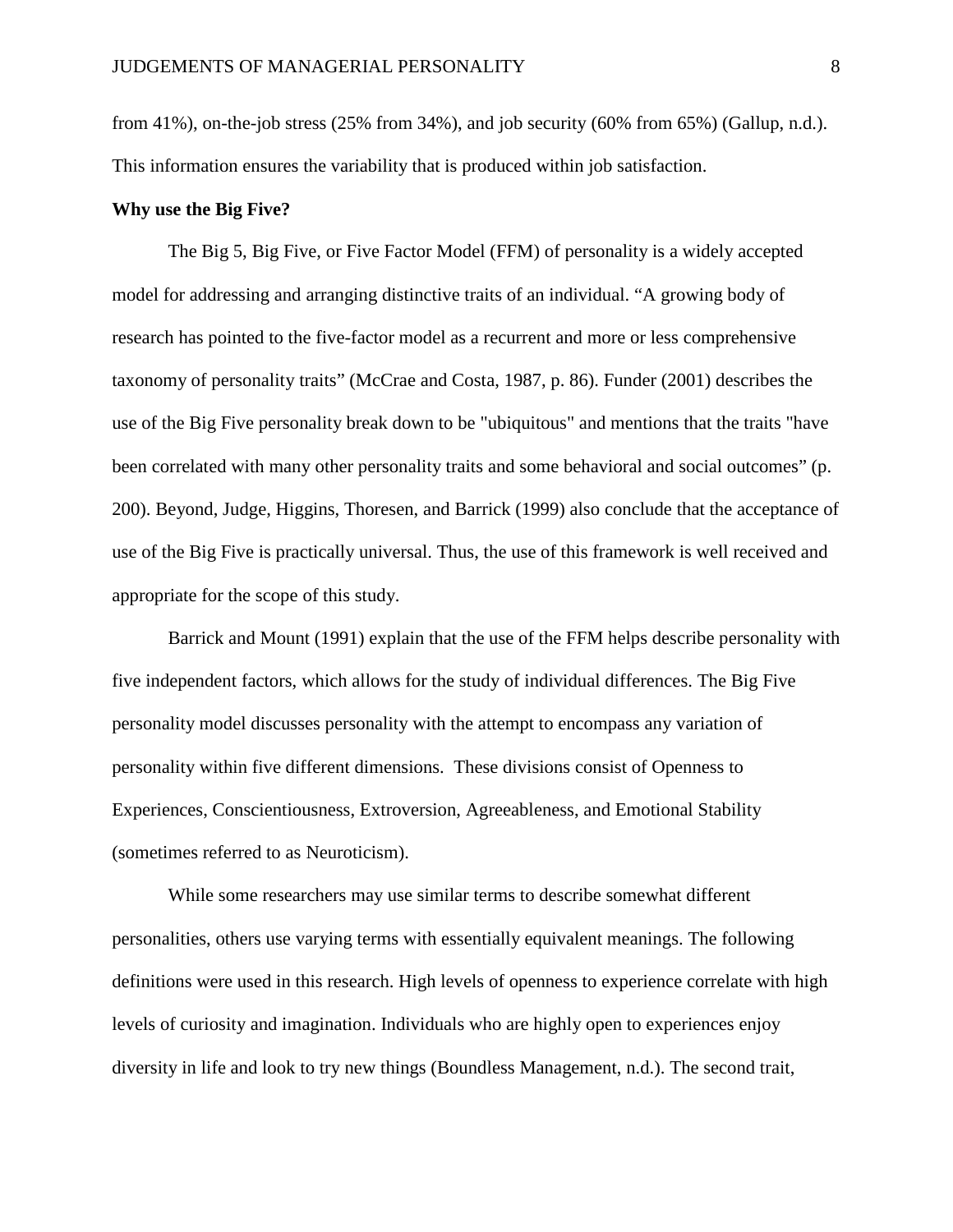from 41%), on-the-job stress (25% from 34%), and job security (60% from 65%) (Gallup, n.d.). This information ensures the variability that is produced within job satisfaction.

**Why use the Big Five?**

The Big 5, Big Five, or Five Factor Model (FFM) of personality is a widely accepted model for addressing and arranging distinctive traits of an individual. "A growing body of research has pointed to the five-factor model as a recurrent and more or less comprehensive taxonomy of personality traits" (McCrae and Costa, 1987, p. 86). Funder (2001) describes the use of the Big Five personality break down to be "ubiquitous" and mentions that the traits "have been correlated with many other personality traits and some behavioral and social outcomes" (p. 200). Beyond, Judge, Higgins, Thoresen, and Barrick (1999) also conclude that the acceptance of use of the Big Five is practically universal. Thus, the use of this framework is well received and appropriate for the scope of this study.

Barrick and Mount (1991) explain that the use of the FFM helps describe personality with five independent factors, which allows for the study of individual differences. The Big Five personality model discusses personality with the attempt to encompass any variation of personality within five different dimensions. These divisions consist of Openness to Experiences, Conscientiousness, Extroversion, Agreeableness, and Emotional Stability (sometimes referred to as Neuroticism).

While some researchers may use similar terms to describe somewhat different personalities, others use varying terms with essentially equivalent meanings. The following definitions were used in this research. High levels of openness to experience correlate with high levels of curiosity and imagination. Individuals who are highly open to experiences enjoy diversity in life and look to try new things (Boundless Management, n.d.). The second trait,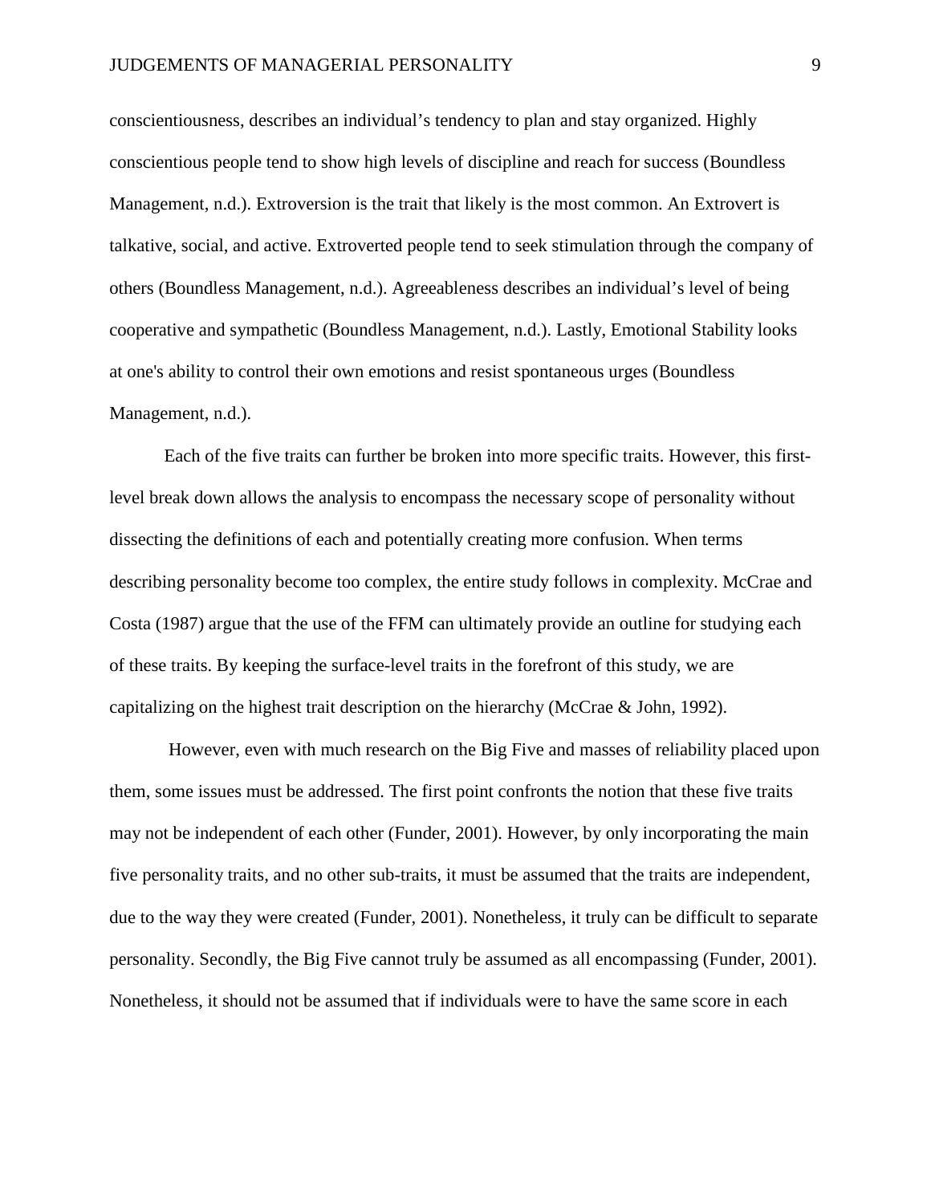conscientiousness, describes an individual's tendency to plan and stay organized. Highly conscientious people tend to show high levels of discipline and reach for success (Boundless Management, n.d.). Extroversion is the trait that likely is the most common. An Extrovert is talkative, social, and active. Extroverted people tend to seek stimulation through the company of others (Boundless Management, n.d.). Agreeableness describes an individual's level of being cooperative and sympathetic (Boundless Management, n.d.). Lastly, Emotional Stability looks at one's ability to control their own emotions and resist spontaneous urges (Boundless Management, n.d.).

Each of the five traits can further be broken into more specific traits. However, this first-level break down allows the analysis to encompass the necessary scope of personality without dissecting the definitions of each and potentially creating more confusion. When terms describing personality become too complex, the entire study follows in complexity. McCrae and Costa (1987) argue that the use of the FFM can ultimately provide an outline for studying each of these traits. By keeping the surface-level traits in the forefront of this study, we are capitalizing on the highest trait description on the hierarchy (McCrae & John, 1992).

However, even with much research on the Big Five and masses of reliability placed upon them, some issues must be addressed. The first point confronts the notion that these five traits may not be independent of each other (Funder, 2001). However, by only incorporating the main five personality traits, and no other sub-traits, it must be assumed that the traits are independent, due to the way they were created (Funder, 2001). Nonetheless, it truly can be difficult to separate personality. Secondly, the Big Five cannot truly be assumed as all encompassing (Funder, 2001). Nonetheless, it should not be assumed that if individuals were to have the same score in each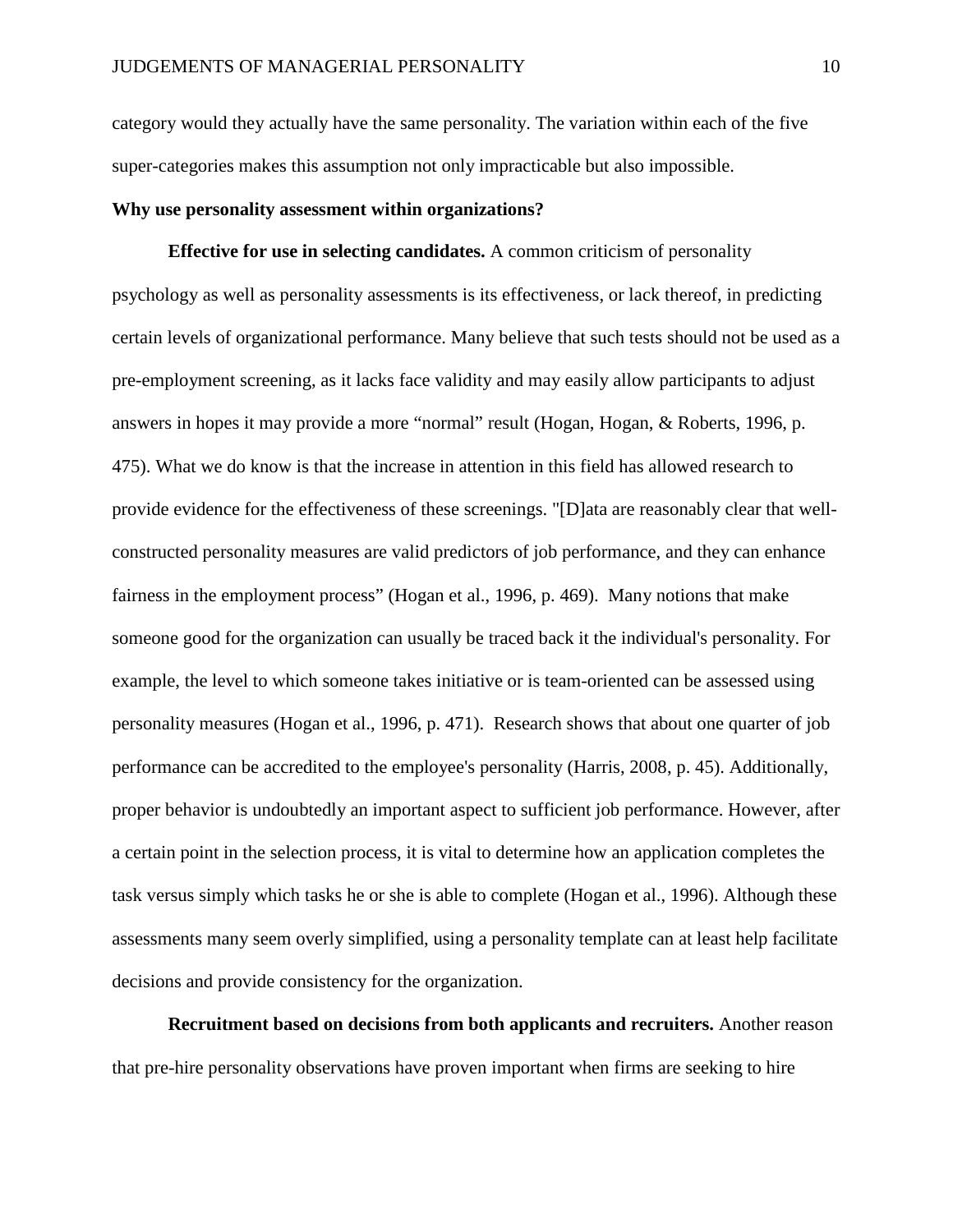category would they actually have the same personality. The variation within each of the five super-categories makes this assumption not only impracticable but also impossible.

## Why use personality assessment within organizations?

**Effective for use in selecting candidates.** A common criticism of personality psychology as well as personality assessments is its effectiveness, or lack thereof, in predicting certain levels of organizational performance. Many believe that such tests should not be used as a pre-employment screening, as it lacks face validity and may easily allow participants to adjust answers in hopes it may provide a more "normal" result (Hogan, Hogan, & Roberts, 1996, p. 475). What we do know is that the increase in attention in this field has allowed research to provide evidence for the effectiveness of these screenings. "[D]ata are reasonably clear that well-constructed personality measures are valid predictors of job performance, and they can enhance fairness in the employment process" (Hogan et al., 1996, p. 469). Many notions that make someone good for the organization can usually be traced back it the individual's personality. For example, the level to which someone takes initiative or is team-oriented can be assessed using personality measures (Hogan et al., 1996, p. 471). Research shows that about one quarter of job performance can be accredited to the employee's personality (Harris, 2008, p. 45). Additionally, proper behavior is undoubtedly an important aspect to sufficient job performance. However, after a certain point in the selection process, it is vital to determine how an application completes the task versus simply which tasks he or she is able to complete (Hogan et al., 1996). Although these assessments many seem overly simplified, using a personality template can at least help facilitate decisions and provide consistency for the organization.

**Recruitment based on decisions from both applicants and recruiters.** Another reason that pre-hire personality observations have proven important when firms are seeking to hire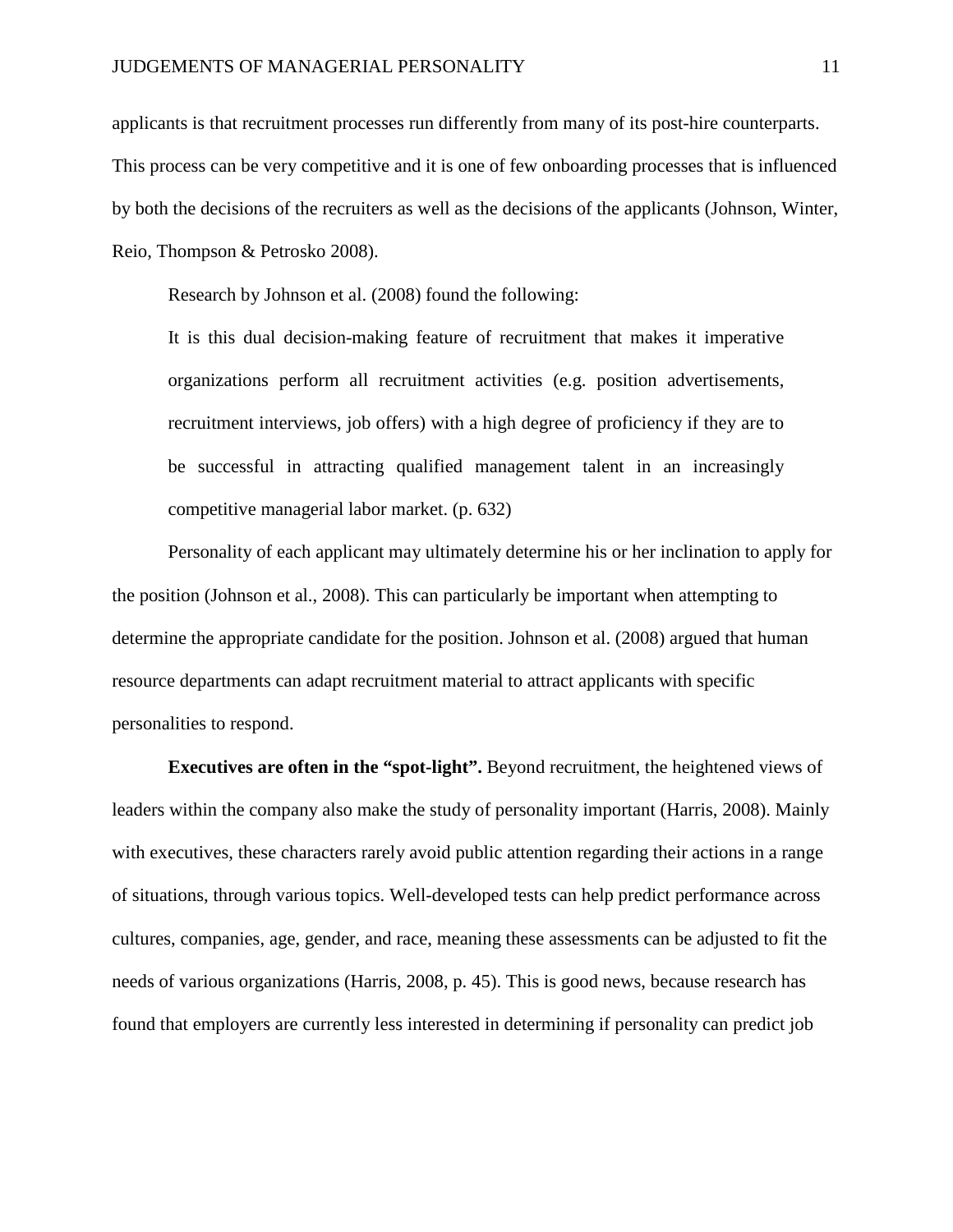applicants is that recruitment processes run differently from many of its post-hire counterparts. This process can be very competitive and it is one of few onboarding processes that is influenced by both the decisions of the recruiters as well as the decisions of the applicants (Johnson, Winter, Reio, Thompson & Petrosko 2008).

Research by Johnson et al. (2008) found the following:

> It is this dual decision-making feature of recruitment that makes it imperative organizations perform all recruitment activities (e.g. position advertisements, recruitment interviews, job offers) with a high degree of proficiency if they are to be successful in attracting qualified management talent in an increasingly competitive managerial labor market. (p. 632)

Personality of each applicant may ultimately determine his or her inclination to apply for the position (Johnson et al., 2008). This can particularly be important when attempting to determine the appropriate candidate for the position. Johnson et al. (2008) argued that human resource departments can adapt recruitment material to attract applicants with specific personalities to respond.

**Executives are often in the "spot-light".** Beyond recruitment, the heightened views of leaders within the company also make the study of personality important (Harris, 2008). Mainly with executives, these characters rarely avoid public attention regarding their actions in a range of situations, through various topics. Well-developed tests can help predict performance across cultures, companies, age, gender, and race, meaning these assessments can be adjusted to fit the needs of various organizations (Harris, 2008, p. 45). This is good news, because research has found that employers are currently less interested in determining if personality can predict job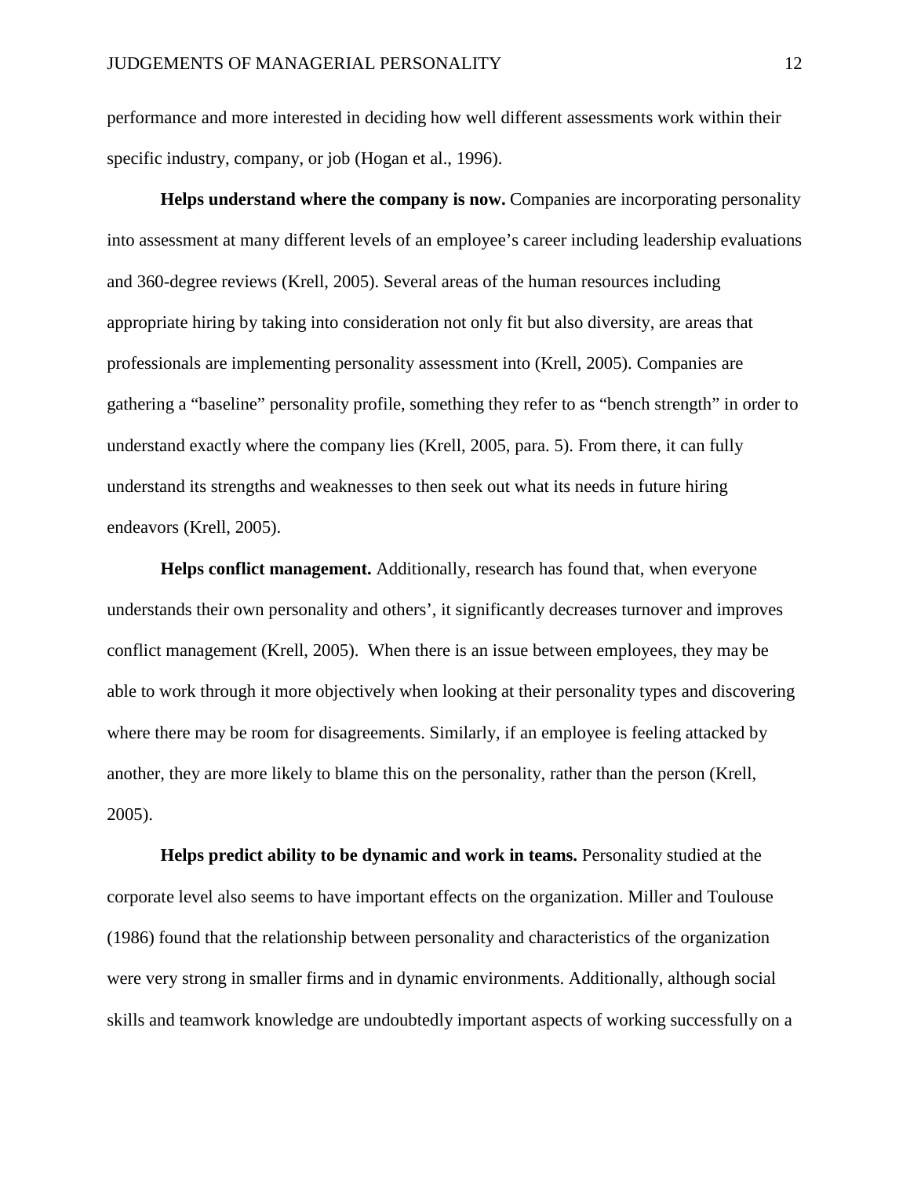performance and more interested in deciding how well different assessments work within their specific industry, company, or job (Hogan et al., 1996).

**Helps understand where the company is now.** Companies are incorporating personality into assessment at many different levels of an employee's career including leadership evaluations and 360-degree reviews (Krell, 2005). Several areas of the human resources including appropriate hiring by taking into consideration not only fit but also diversity, are areas that professionals are implementing personality assessment into (Krell, 2005). Companies are gathering a "baseline" personality profile, something they refer to as "bench strength" in order to understand exactly where the company lies (Krell, 2005, para. 5). From there, it can fully understand its strengths and weaknesses to then seek out what its needs in future hiring endeavors (Krell, 2005).

**Helps conflict management.** Additionally, research has found that, when everyone understands their own personality and others', it significantly decreases turnover and improves conflict management (Krell, 2005). When there is an issue between employees, they may be able to work through it more objectively when looking at their personality types and discovering where there may be room for disagreements. Similarly, if an employee is feeling attacked by another, they are more likely to blame this on the personality, rather than the person (Krell, 2005).

**Helps predict ability to be dynamic and work in teams.** Personality studied at the corporate level also seems to have important effects on the organization. Miller and Toulouse (1986) found that the relationship between personality and characteristics of the organization were very strong in smaller firms and in dynamic environments. Additionally, although social skills and teamwork knowledge are undoubtedly important aspects of working successfully on a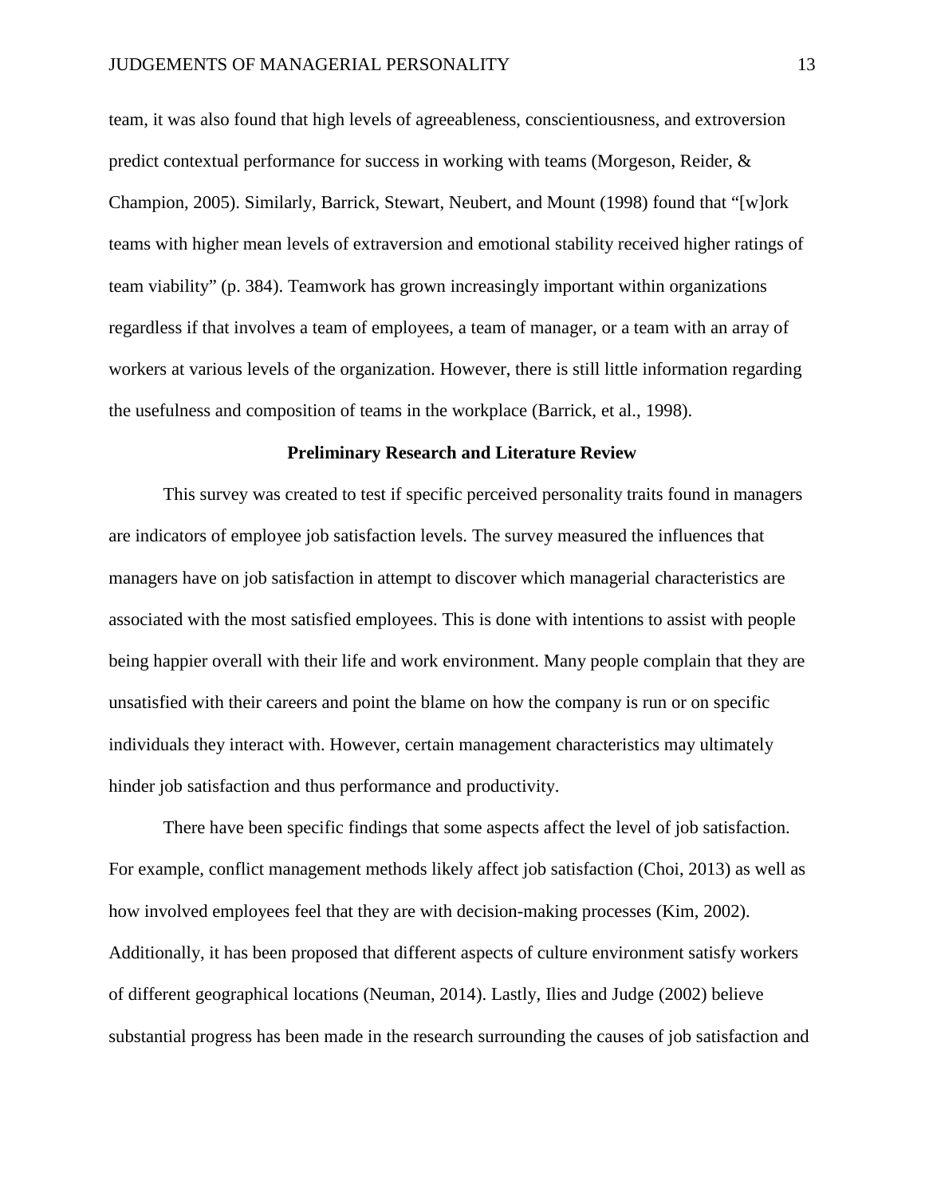team, it was also found that high levels of agreeableness, conscientiousness, and extroversion predict contextual performance for success in working with teams (Morgeson, Reider, & Champion, 2005). Similarly, Barrick, Stewart, Neubert, and Mount (1998) found that "[w]ork teams with higher mean levels of extraversion and emotional stability received higher ratings of team viability" (p. 384). Teamwork has grown increasingly important within organizations regardless if that involves a team of employees, a team of manager, or a team with an array of workers at various levels of the organization. However, there is still little information regarding the usefulness and composition of teams in the workplace (Barrick, et al., 1998).

## Preliminary Research and Literature Review

This survey was created to test if specific perceived personality traits found in managers are indicators of employee job satisfaction levels. The survey measured the influences that managers have on job satisfaction in attempt to discover which managerial characteristics are associated with the most satisfied employees. This is done with intentions to assist with people being happier overall with their life and work environment. Many people complain that they are unsatisfied with their careers and point the blame on how the company is run or on specific individuals they interact with. However, certain management characteristics may ultimately hinder job satisfaction and thus performance and productivity.

There have been specific findings that some aspects affect the level of job satisfaction. For example, conflict management methods likely affect job satisfaction (Choi, 2013) as well as how involved employees feel that they are with decision-making processes (Kim, 2002). Additionally, it has been proposed that different aspects of culture environment satisfy workers of different geographical locations (Neuman, 2014). Lastly, Ilies and Judge (2002) believe substantial progress has been made in the research surrounding the causes of job satisfaction and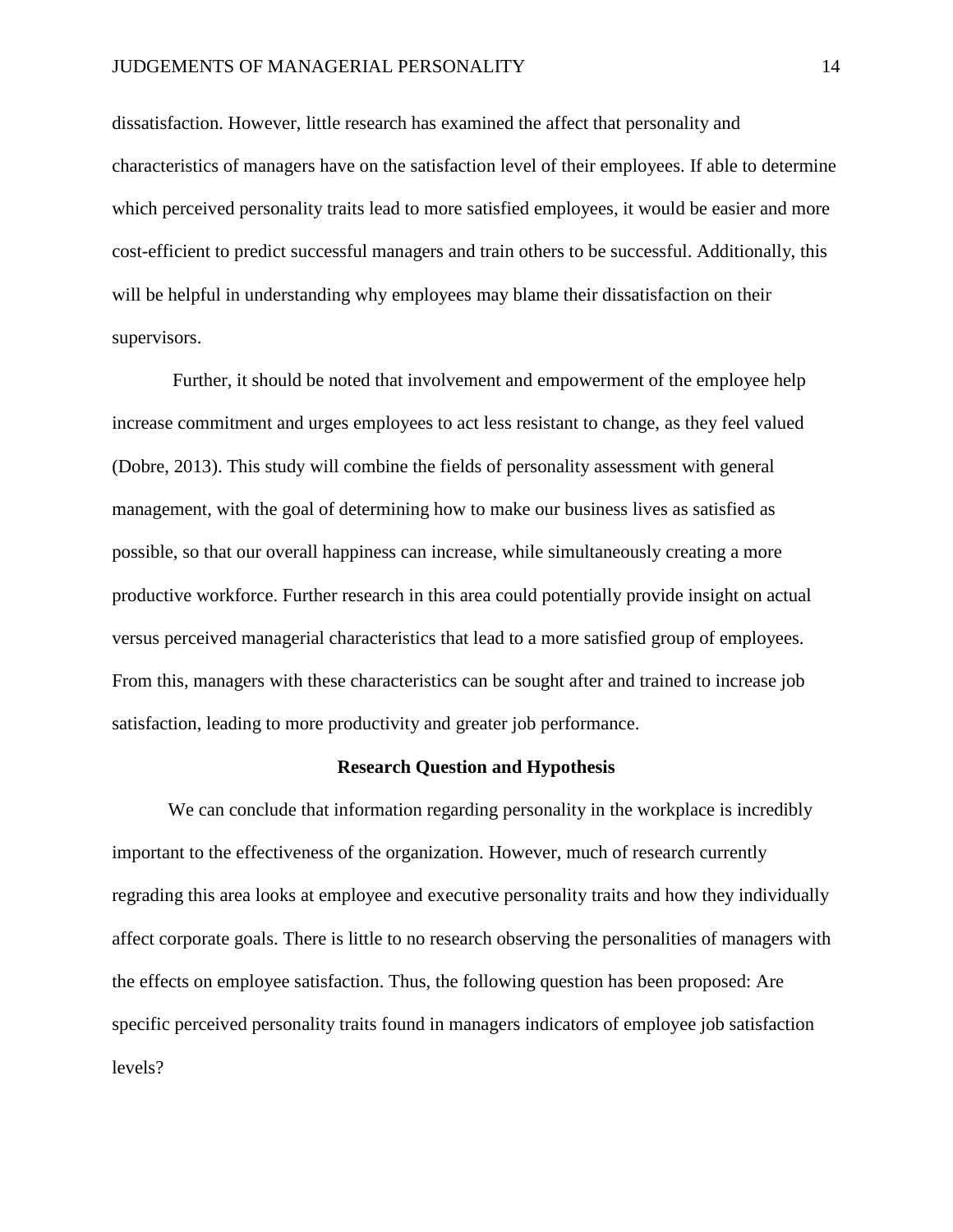dissatisfaction. However, little research has examined the affect that personality and characteristics of managers have on the satisfaction level of their employees. If able to determine which perceived personality traits lead to more satisfied employees, it would be easier and more cost-efficient to predict successful managers and train others to be successful. Additionally, this will be helpful in understanding why employees may blame their dissatisfaction on their supervisors.

Further, it should be noted that involvement and empowerment of the employee help increase commitment and urges employees to act less resistant to change, as they feel valued (Dobre, 2013). This study will combine the fields of personality assessment with general management, with the goal of determining how to make our business lives as satisfied as possible, so that our overall happiness can increase, while simultaneously creating a more productive workforce. Further research in this area could potentially provide insight on actual versus perceived managerial characteristics that lead to a more satisfied group of employees. From this, managers with these characteristics can be sought after and trained to increase job satisfaction, leading to more productivity and greater job performance.

## Research Question and Hypothesis

We can conclude that information regarding personality in the workplace is incredibly important to the effectiveness of the organization. However, much of research currently regrading this area looks at employee and executive personality traits and how they individually affect corporate goals. There is little to no research observing the personalities of managers with the effects on employee satisfaction. Thus, the following question has been proposed: Are specific perceived personality traits found in managers indicators of employee job satisfaction levels?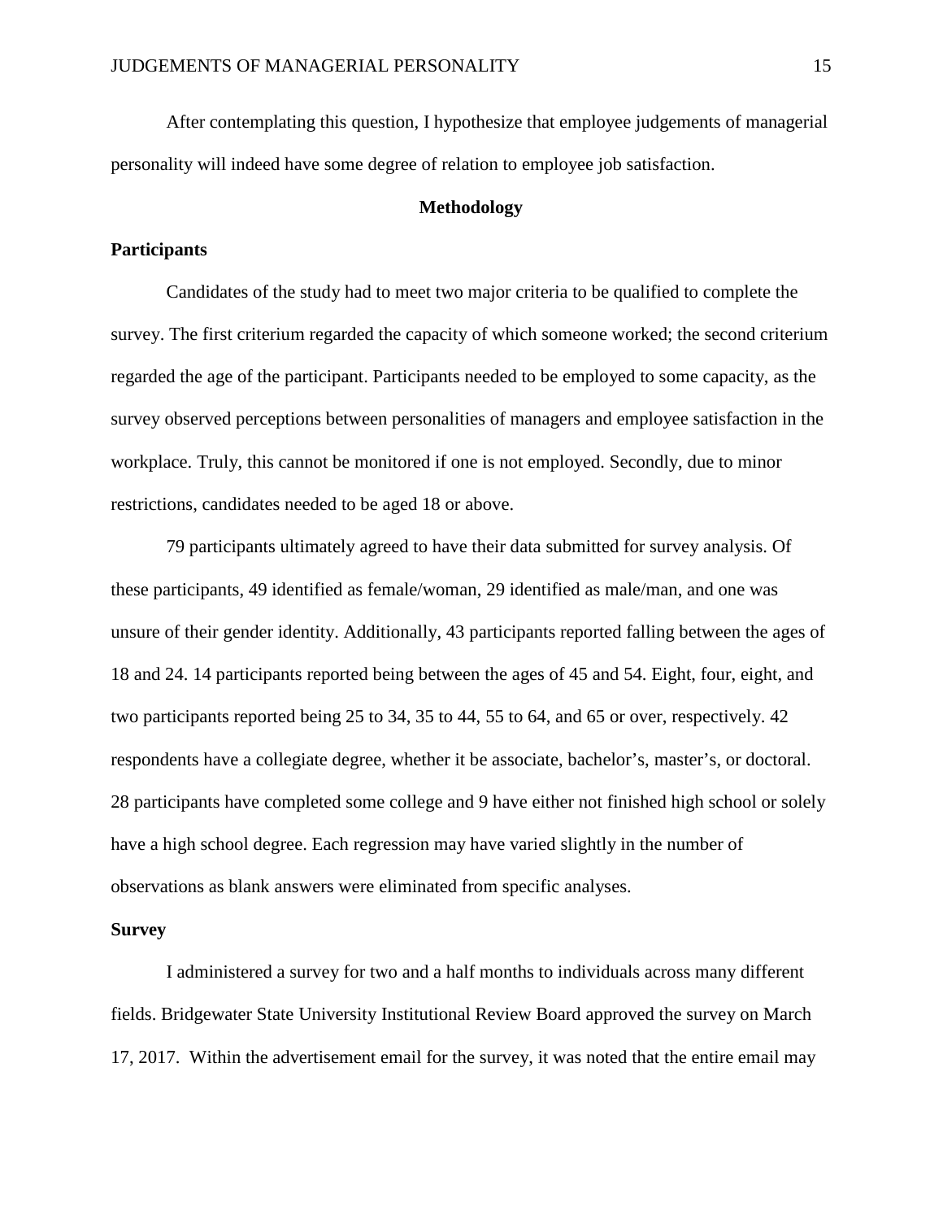After contemplating this question, I hypothesize that employee judgements of managerial personality will indeed have some degree of relation to employee job satisfaction.

## Methodology

### Participants

Candidates of the study had to meet two major criteria to be qualified to complete the survey. The first criterium regarded the capacity of which someone worked; the second criterium regarded the age of the participant. Participants needed to be employed to some capacity, as the survey observed perceptions between personalities of managers and employee satisfaction in the workplace. Truly, this cannot be monitored if one is not employed. Secondly, due to minor restrictions, candidates needed to be aged 18 or above.

79 participants ultimately agreed to have their data submitted for survey analysis. Of these participants, 49 identified as female/woman, 29 identified as male/man, and one was unsure of their gender identity. Additionally, 43 participants reported falling between the ages of 18 and 24. 14 participants reported being between the ages of 45 and 54. Eight, four, eight, and two participants reported being 25 to 34, 35 to 44, 55 to 64, and 65 or over, respectively. 42 respondents have a collegiate degree, whether it be associate, bachelor's, master's, or doctoral. 28 participants have completed some college and 9 have either not finished high school or solely have a high school degree. Each regression may have varied slightly in the number of observations as blank answers were eliminated from specific analyses.

### Survey

I administered a survey for two and a half months to individuals across many different fields. Bridgewater State University Institutional Review Board approved the survey on March 17, 2017. Within the advertisement email for the survey, it was noted that the entire email may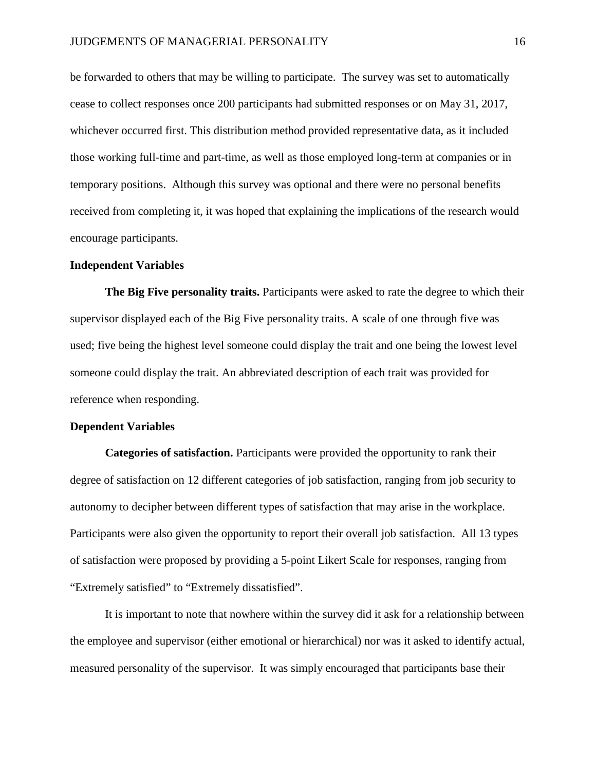be forwarded to others that may be willing to participate. The survey was set to automatically cease to collect responses once 200 participants had submitted responses or on May 31, 2017, whichever occurred first. This distribution method provided representative data, as it included those working full-time and part-time, as well as those employed long-term at companies or in temporary positions. Although this survey was optional and there were no personal benefits received from completing it, it was hoped that explaining the implications of the research would encourage participants.

## Independent Variables

**The Big Five personality traits.** Participants were asked to rate the degree to which their supervisor displayed each of the Big Five personality traits. A scale of one through five was used; five being the highest level someone could display the trait and one being the lowest level someone could display the trait. An abbreviated description of each trait was provided for reference when responding.

## Dependent Variables

**Categories of satisfaction.** Participants were provided the opportunity to rank their degree of satisfaction on 12 different categories of job satisfaction, ranging from job security to autonomy to decipher between different types of satisfaction that may arise in the workplace. Participants were also given the opportunity to report their overall job satisfaction. All 13 types of satisfaction were proposed by providing a 5-point Likert Scale for responses, ranging from "Extremely satisfied" to "Extremely dissatisfied".

It is important to note that nowhere within the survey did it ask for a relationship between the employee and supervisor (either emotional or hierarchical) nor was it asked to identify actual, measured personality of the supervisor. It was simply encouraged that participants base their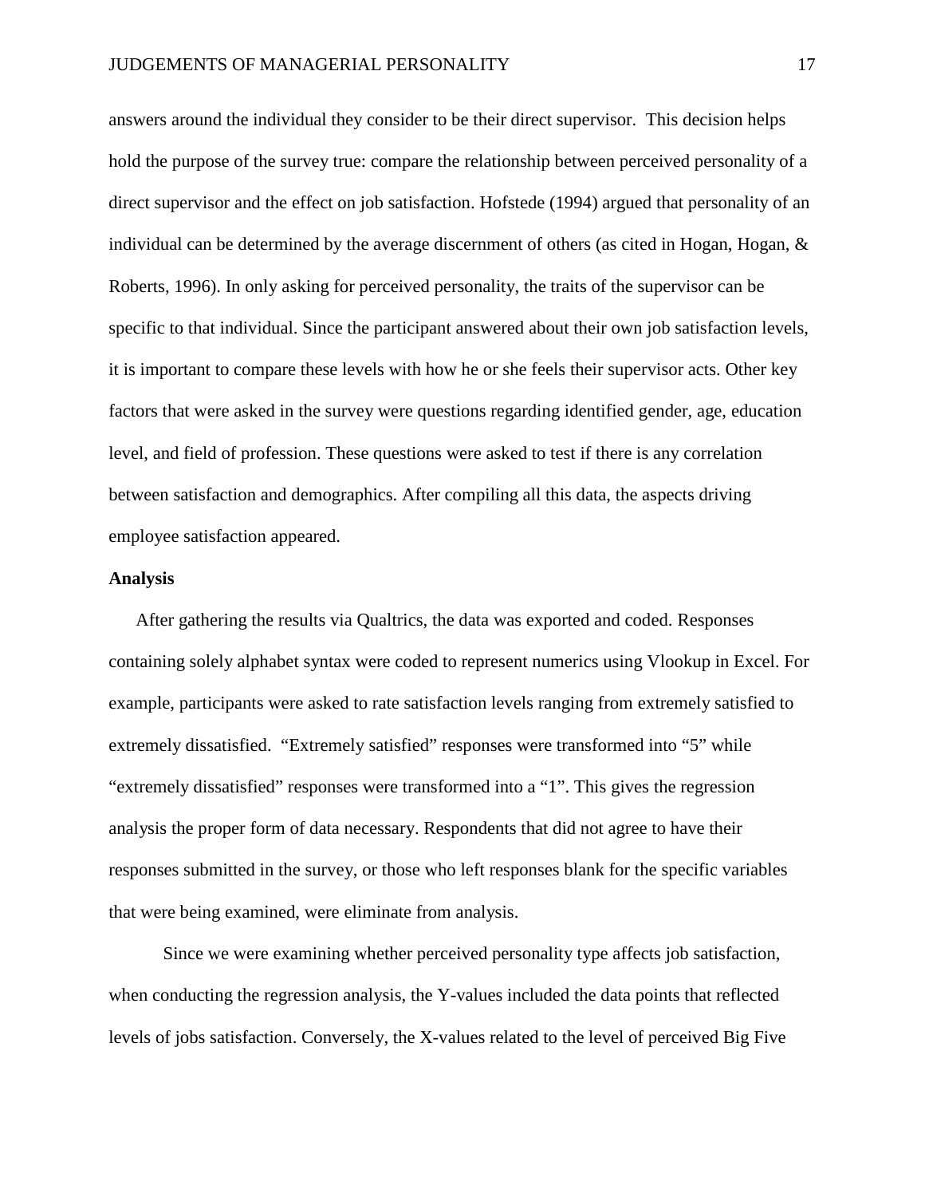answers around the individual they consider to be their direct supervisor. This decision helps hold the purpose of the survey true: compare the relationship between perceived personality of a direct supervisor and the effect on job satisfaction. Hofstede (1994) argued that personality of an individual can be determined by the average discernment of others (as cited in Hogan, Hogan, & Roberts, 1996). In only asking for perceived personality, the traits of the supervisor can be specific to that individual. Since the participant answered about their own job satisfaction levels, it is important to compare these levels with how he or she feels their supervisor acts. Other key factors that were asked in the survey were questions regarding identified gender, age, education level, and field of profession. These questions were asked to test if there is any correlation between satisfaction and demographics. After compiling all this data, the aspects driving employee satisfaction appeared.

**Analysis**

After gathering the results via Qualtrics, the data was exported and coded. Responses containing solely alphabet syntax were coded to represent numerics using Vlookup in Excel. For example, participants were asked to rate satisfaction levels ranging from extremely satisfied to extremely dissatisfied. "Extremely satisfied" responses were transformed into "5" while "extremely dissatisfied" responses were transformed into a "1". This gives the regression analysis the proper form of data necessary. Respondents that did not agree to have their responses submitted in the survey, or those who left responses blank for the specific variables that were being examined, were eliminate from analysis.

Since we were examining whether perceived personality type affects job satisfaction, when conducting the regression analysis, the Y-values included the data points that reflected levels of jobs satisfaction. Conversely, the X-values related to the level of perceived Big Five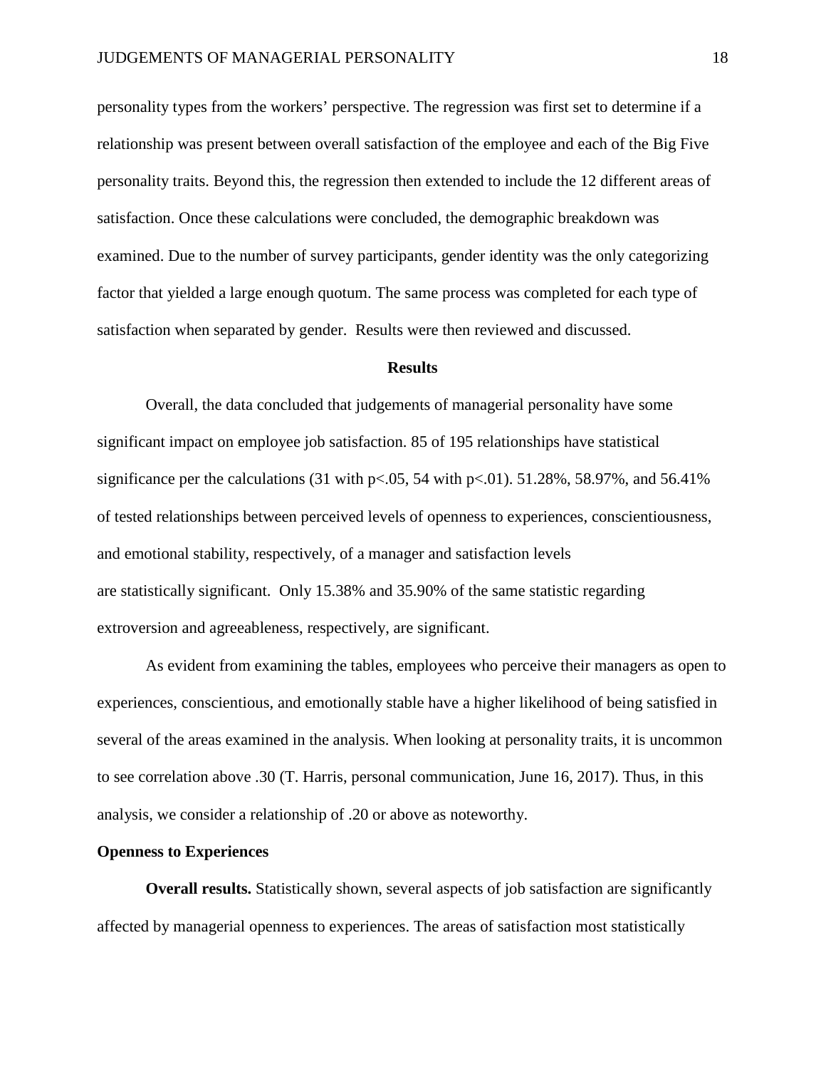personality types from the workers' perspective. The regression was first set to determine if a relationship was present between overall satisfaction of the employee and each of the Big Five personality traits. Beyond this, the regression then extended to include the 12 different areas of satisfaction. Once these calculations were concluded, the demographic breakdown was examined. Due to the number of survey participants, gender identity was the only categorizing factor that yielded a large enough quotum. The same process was completed for each type of satisfaction when separated by gender. Results were then reviewed and discussed.

## Results

Overall, the data concluded that judgements of managerial personality have some significant impact on employee job satisfaction. 85 of 195 relationships have statistical significance per the calculations (31 with $p<.05$, 54 with $p<.01$). 51.28%, 58.97%, and 56.41% of tested relationships between perceived levels of openness to experiences, conscientiousness, and emotional stability, respectively, of a manager and satisfaction levels are statistically significant. Only 15.38% and 35.90% of the same statistic regarding extroversion and agreeableness, respectively, are significant.

As evident from examining the tables, employees who perceive their managers as open to experiences, conscientious, and emotionally stable have a higher likelihood of being satisfied in several of the areas examined in the analysis. When looking at personality traits, it is uncommon to see correlation above .30 (T. Harris, personal communication, June 16, 2017). Thus, in this analysis, we consider a relationship of .20 or above as noteworthy.

### Openness to Experiences

**Overall results.** Statistically shown, several aspects of job satisfaction are significantly affected by managerial openness to experiences. The areas of satisfaction most statistically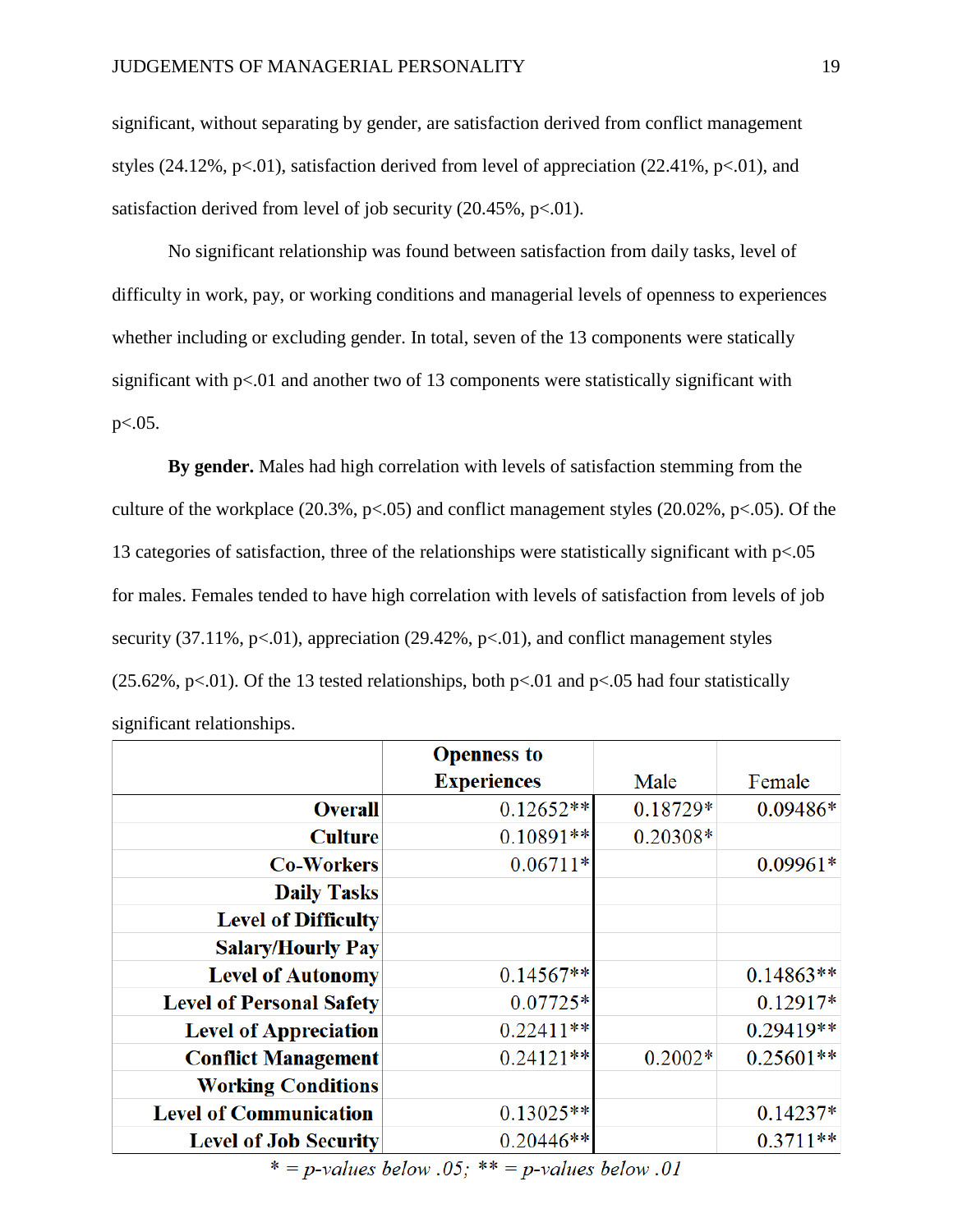significant, without separating by gender, are satisfaction derived from conflict management styles (24.12%, p<.01), satisfaction derived from level of appreciation (22.41%, p<.01), and satisfaction derived from level of job security (20.45%, p<.01).

No significant relationship was found between satisfaction from daily tasks, level of difficulty in work, pay, or working conditions and managerial levels of openness to experiences whether including or excluding gender. In total, seven of the 13 components were statically significant with p<.01 and another two of 13 components were statistically significant with p<.05.

**By gender.** Males had high correlation with levels of satisfaction stemming from the culture of the workplace (20.3%, p<.05) and conflict management styles (20.02%, p<.05). Of the 13 categories of satisfaction, three of the relationships were statistically significant with p<.05 for males. Females tended to have high correlation with levels of satisfaction from levels of job security (37.11%, p<.01), appreciation (29.42%, p<.01), and conflict management styles (25.62%, p<.01). Of the 13 tested relationships, both p<.01 and p<.05 had four statistically significant relationships.

| | **Openness to Experiences** | Male | Female |
|---:|---:|---:|---:|
| **Overall** | 0.12652** | 0.18729* | 0.09486* |
| **Culture** | 0.10891** | 0.20308* | |
| **Co-Workers** | 0.06711* | | 0.09961* |
| **Daily Tasks** | | | |
| **Level of Difficulty** | | | |
| **Salary/Hourly Pay** | | | |
| **Level of Autonomy** | 0.14567** | | 0.14863** |
| **Level of Personal Safety** | 0.07725* | | 0.12917* |
| **Level of Appreciation** | 0.22411** | | 0.29419** |
| **Conflict Management** | 0.24121** | 0.2002* | 0.25601** |
| **Working Conditions** | | | |
| **Level of Communication** | 0.13025** | | 0.14237* |
| **Level of Job Security** | 0.20446** | | 0.3711** |

*\* = p-values below .05; \*\* = p-values below .01*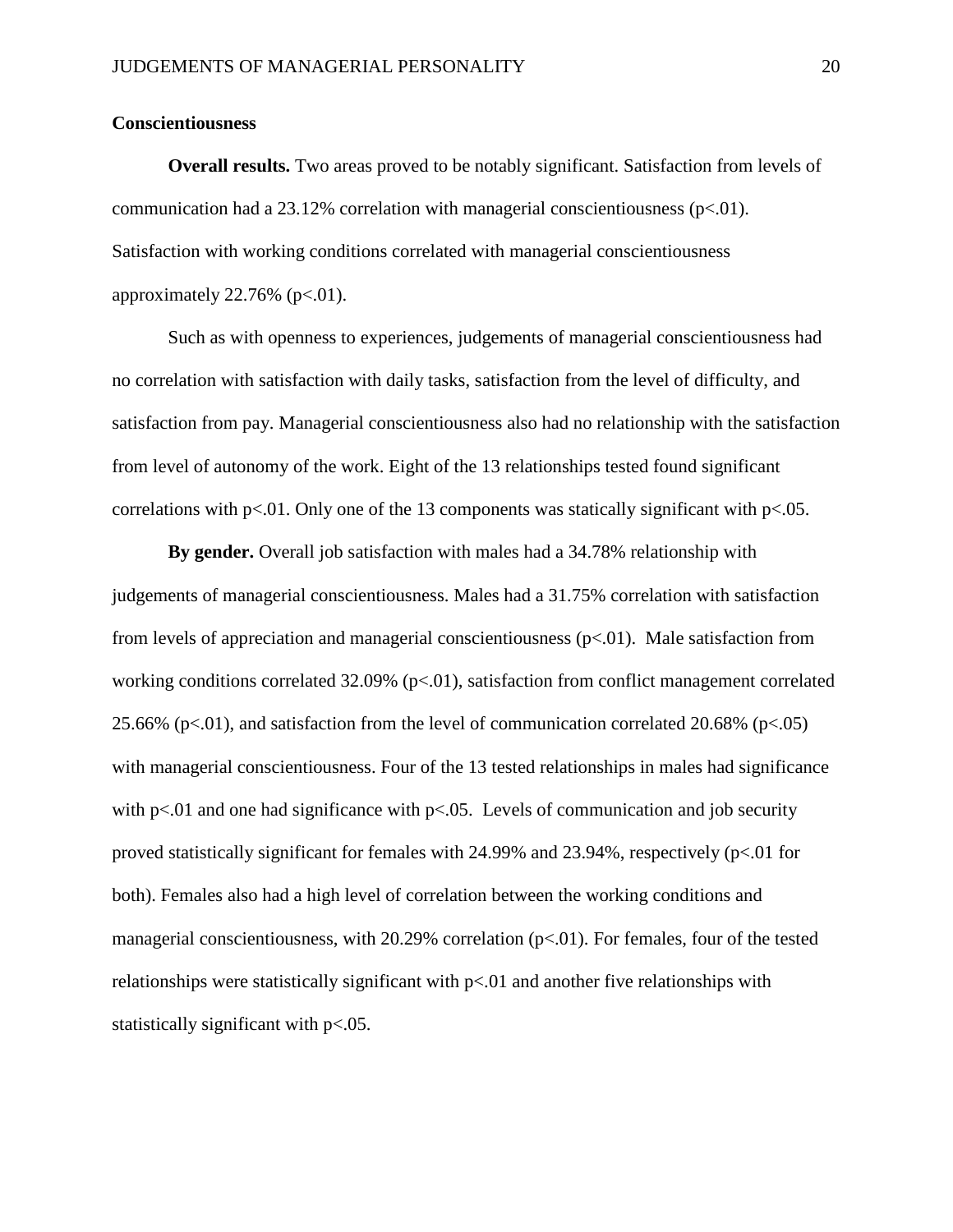## Conscientiousness

**Overall results.** Two areas proved to be notably significant. Satisfaction from levels of communication had a 23.12% correlation with managerial conscientiousness ($p<.01$). Satisfaction with working conditions correlated with managerial conscientiousness approximately 22.76% ($p<.01$).

Such as with openness to experiences, judgements of managerial conscientiousness had no correlation with satisfaction with daily tasks, satisfaction from the level of difficulty, and satisfaction from pay. Managerial conscientiousness also had no relationship with the satisfaction from level of autonomy of the work. Eight of the 13 relationships tested found significant correlations with $p<.01$. Only one of the 13 components was statically significant with $p<.05$.

**By gender.** Overall job satisfaction with males had a 34.78% relationship with judgements of managerial conscientiousness. Males had a 31.75% correlation with satisfaction from levels of appreciation and managerial conscientiousness ($p<.01$). Male satisfaction from working conditions correlated 32.09% ($p<.01$), satisfaction from conflict management correlated 25.66% ($p<.01$), and satisfaction from the level of communication correlated 20.68% ($p<.05$) with managerial conscientiousness. Four of the 13 tested relationships in males had significance with $p<.01$ and one had significance with $p<.05$. Levels of communication and job security proved statistically significant for females with 24.99% and 23.94%, respectively ($p<.01$ for both). Females also had a high level of correlation between the working conditions and managerial conscientiousness, with 20.29% correlation ($p<.01$). For females, four of the tested relationships were statistically significant with $p<.01$ and another five relationships with statistically significant with $p<.05$.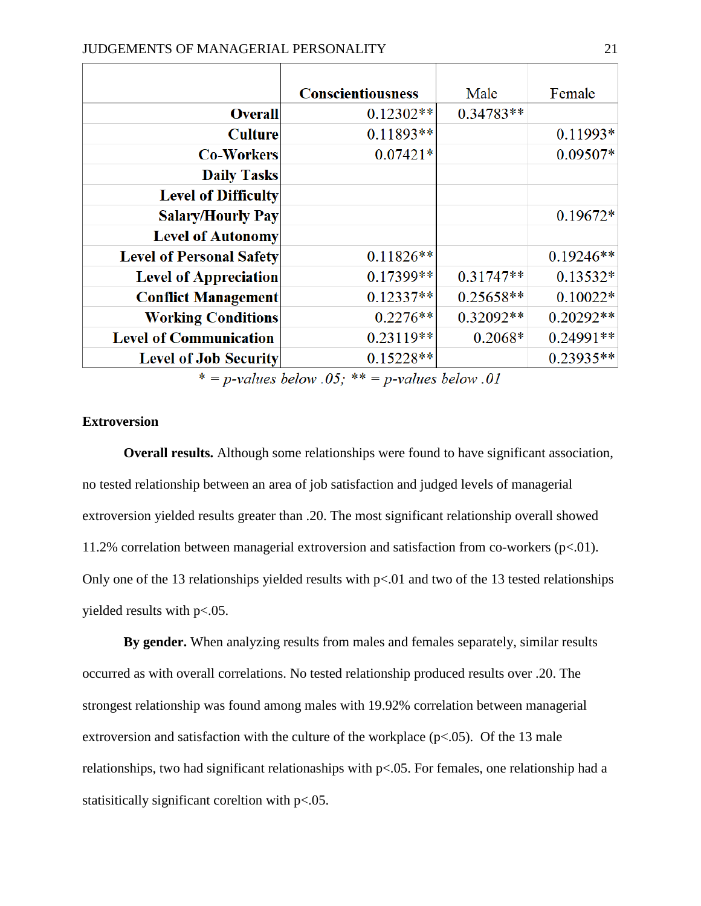| | Conscientiousness | Male | Female |
|---|---|---|---|
| **Overall** | 0.12302** | 0.34783** | |
| **Culture** | 0.11893** | | 0.11993* |
| **Co-Workers** | 0.07421* | | 0.09507* |
| **Daily Tasks** | | | |
| **Level of Difficulty** | | | |
| **Salary/Hourly Pay** | | | 0.19672* |
| **Level of Autonomy** | | | |
| **Level of Personal Safety** | 0.11826** | | 0.19246** |
| **Level of Appreciation** | 0.17399** | 0.31747** | 0.13532* |
| **Conflict Management** | 0.12337** | 0.25658** | 0.10022* |
| **Working Conditions** | 0.2276** | 0.32092** | 0.20292** |
| **Level of Communication** | 0.23119** | 0.2068* | 0.24991** |
| **Level of Job Security** | 0.15228** | | 0.23935** |

*\* = p-values below .05; \*\* = p-values below .01*

### Extroversion

**Overall results.** Although some relationships were found to have significant association, no tested relationship between an area of job satisfaction and judged levels of managerial extroversion yielded results greater than .20. The most significant relationship overall showed 11.2% correlation between managerial extroversion and satisfaction from co-workers ($p<.01$). Only one of the 13 relationships yielded results with $p<.01$ and two of the 13 tested relationships yielded results with $p<.05$.

**By gender.** When analyzing results from males and females separately, similar results occurred as with overall correlations. No tested relationship produced results over .20. The strongest relationship was found among males with 19.92% correlation between managerial extroversion and satisfaction with the culture of the workplace ($p<.05$). Of the 13 male relationships, two had significant relationaships with $p<.05$. For females, one relationship had a statisitically significant coreltion with $p<.05$.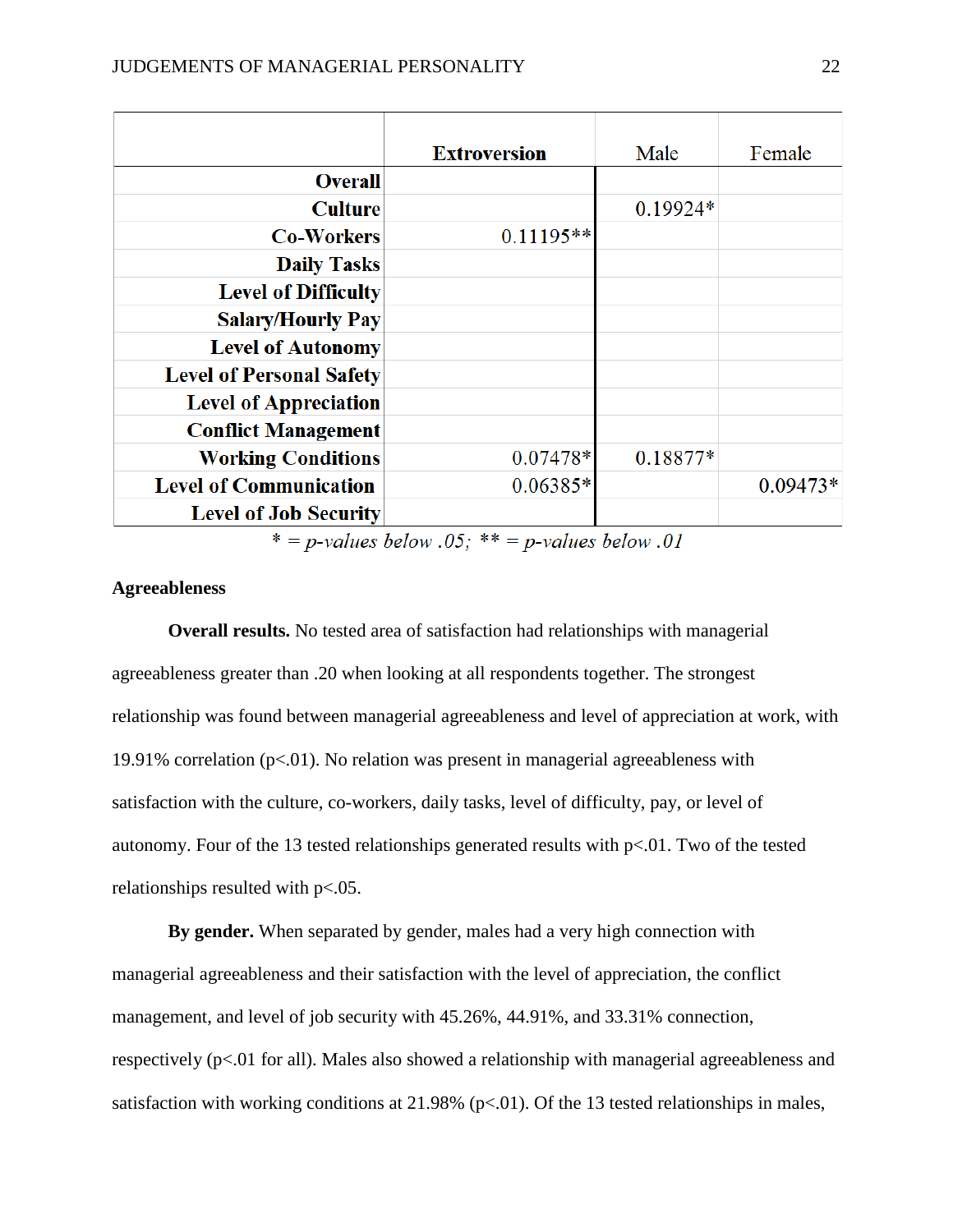| | Extroversion | Male | Female |
|---:|---:|---:|---:|
| **Overall** | | | |
| **Culture** | | 0.19924* | |
| **Co-Workers** | 0.11195** | | |
| **Daily Tasks** | | | |
| **Level of Difficulty** | | | |
| **Salary/Hourly Pay** | | | |
| **Level of Autonomy** | | | |
| **Level of Personal Safety** | | | |
| **Level of Appreciation** | | | |
| **Conflict Management** | | | |
| **Working Conditions** | 0.07478* | 0.18877* | |
| **Level of Communication** | 0.06385* | | 0.09473* |
| **Level of Job Security** | | | |

*\* = p-values below .05; \*\* = p-values below .01*

**Agreeableness**

**Overall results.** No tested area of satisfaction had relationships with managerial agreeableness greater than .20 when looking at all respondents together. The strongest relationship was found between managerial agreeableness and level of appreciation at work, with 19.91% correlation ($p<.01$). No relation was present in managerial agreeableness with satisfaction with the culture, co-workers, daily tasks, level of difficulty, pay, or level of autonomy. Four of the 13 tested relationships generated results with $p<.01$. Two of the tested relationships resulted with $p<.05$.

**By gender.** When separated by gender, males had a very high connection with managerial agreeableness and their satisfaction with the level of appreciation, the conflict management, and level of job security with 45.26%, 44.91%, and 33.31% connection, respectively ($p<.01$ for all). Males also showed a relationship with managerial agreeableness and satisfaction with working conditions at 21.98% ($p<.01$). Of the 13 tested relationships in males,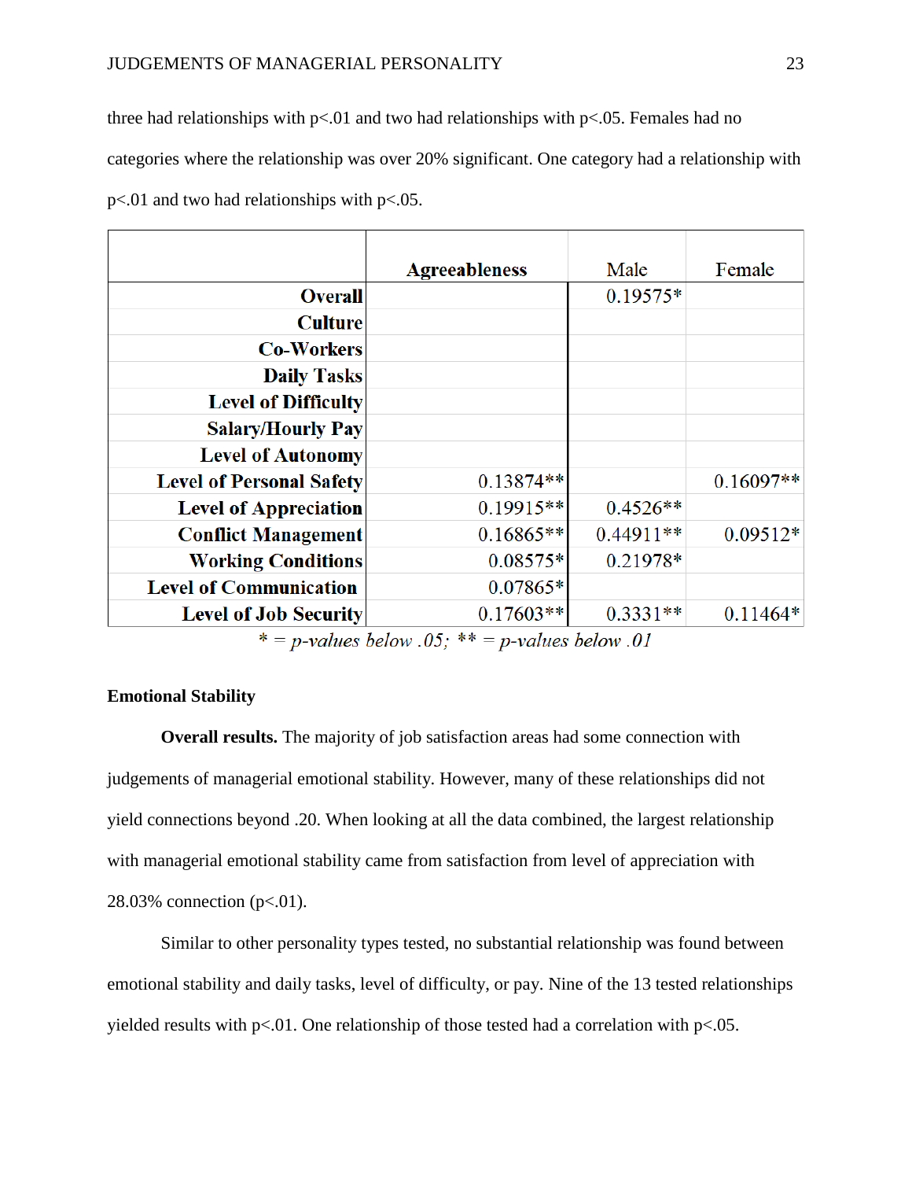three had relationships with $p<.01$ and two had relationships with $p<.05$. Females had no categories where the relationship was over 20% significant. One category had a relationship with $p<.01$ and two had relationships with $p<.05$.

| | Agreeableness | Male | Female |
|---|---|---|---|
| Overall | | 0.19575* | |
| Culture | | | |
| Co-Workers | | | |
| Daily Tasks | | | |
| Level of Difficulty | | | |
| Salary/Hourly Pay | | | |
| Level of Autonomy | | | |
| Level of Personal Safety | 0.13874** | | 0.16097** |
| Level of Appreciation | 0.19915** | 0.4526** | |
| Conflict Management | 0.16865** | 0.44911** | 0.09512* |
| Working Conditions | 0.08575* | 0.21978* | |
| Level of Communication | 0.07865* | | |
| Level of Job Security | 0.17603** | 0.3331** | 0.11464* |

*\* = p-values below .05; \*\* = p-values below .01*

## Emotional Stability

**Overall results.** The majority of job satisfaction areas had some connection with judgements of managerial emotional stability. However, many of these relationships did not yield connections beyond .20. When looking at all the data combined, the largest relationship with managerial emotional stability came from satisfaction from level of appreciation with 28.03% connection ($p<.01$).

Similar to other personality types tested, no substantial relationship was found between emotional stability and daily tasks, level of difficulty, or pay. Nine of the 13 tested relationships yielded results with $p<.01$. One relationship of those tested had a correlation with $p<.05$.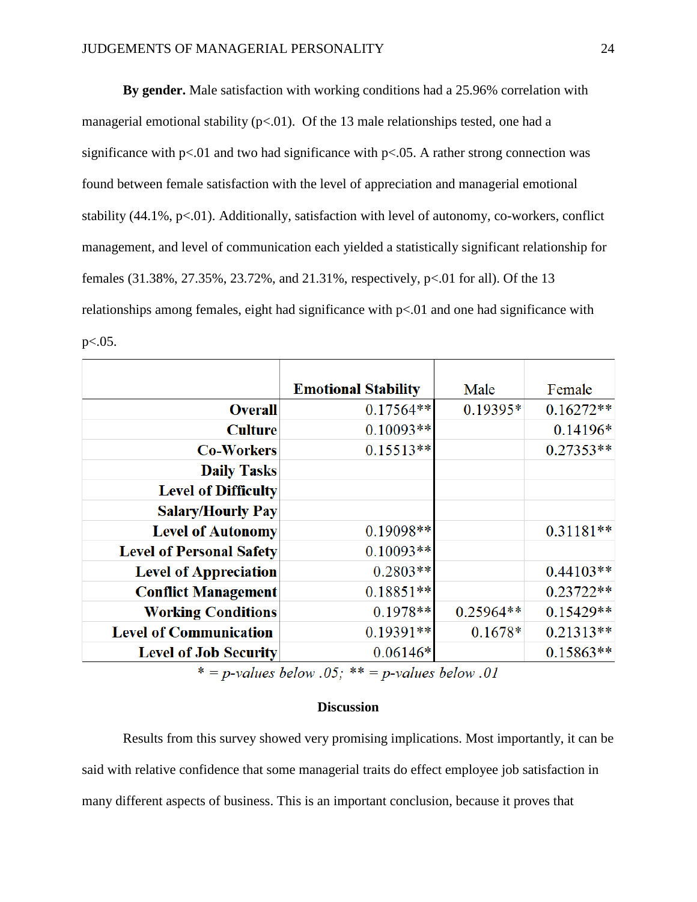**By gender.** Male satisfaction with working conditions had a 25.96% correlation with managerial emotional stability ($p<.01$). Of the 13 male relationships tested, one had a significance with $p<.01$ and two had significance with $p<.05$. A rather strong connection was found between female satisfaction with the level of appreciation and managerial emotional stability (44.1%, $p<.01$). Additionally, satisfaction with level of autonomy, co-workers, conflict management, and level of communication each yielded a statistically significant relationship for females (31.38%, 27.35%, 23.72%, and 21.31%, respectively, $p<.01$ for all). Of the 13 relationships among females, eight had significance with $p<.01$ and one had significance with $p<.05$.

| | Emotional Stability | Male | Female |
|---|---|---|---|
| **Overall** | 0.17564** | 0.19395* | 0.16272** |
| **Culture** | 0.10093** | | 0.14196* |
| **Co-Workers** | 0.15513** | | 0.27353** |
| **Daily Tasks** | | | |
| **Level of Difficulty** | | | |
| **Salary/Hourly Pay** | | | |
| **Level of Autonomy** | 0.19098** | | 0.31181** |
| **Level of Personal Safety** | 0.10093** | | |
| **Level of Appreciation** | 0.2803** | | 0.44103** |
| **Conflict Management** | 0.18851** | | 0.23722** |
| **Working Conditions** | 0.1978** | 0.25964** | 0.15429** |
| **Level of Communication** | 0.19391** | 0.1678* | 0.21313** |
| **Level of Job Security** | 0.06146* | | 0.15863** |

*\* = p-values below .05; \*\* = p-values below .01*

## Discussion

Results from this survey showed very promising implications. Most importantly, it can be said with relative confidence that some managerial traits do effect employee job satisfaction in many different aspects of business. This is an important conclusion, because it proves that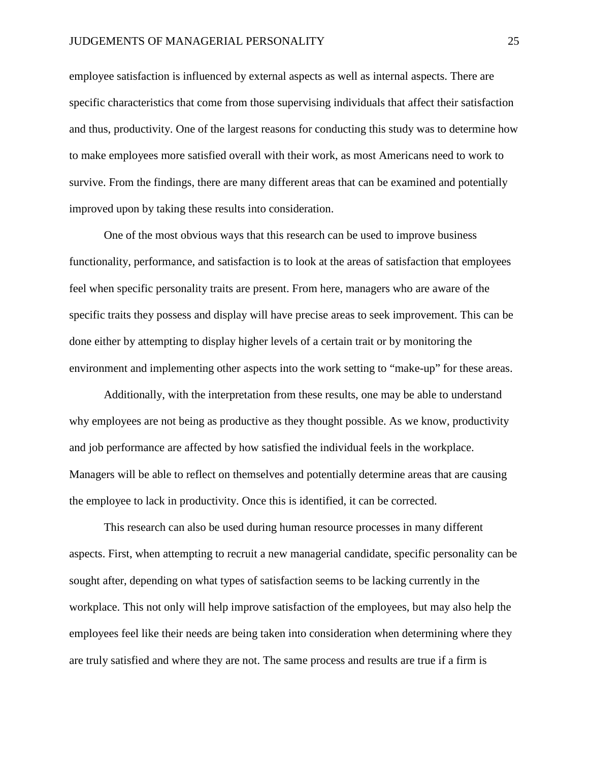employee satisfaction is influenced by external aspects as well as internal aspects. There are specific characteristics that come from those supervising individuals that affect their satisfaction and thus, productivity. One of the largest reasons for conducting this study was to determine how to make employees more satisfied overall with their work, as most Americans need to work to survive. From the findings, there are many different areas that can be examined and potentially improved upon by taking these results into consideration.

One of the most obvious ways that this research can be used to improve business functionality, performance, and satisfaction is to look at the areas of satisfaction that employees feel when specific personality traits are present. From here, managers who are aware of the specific traits they possess and display will have precise areas to seek improvement. This can be done either by attempting to display higher levels of a certain trait or by monitoring the environment and implementing other aspects into the work setting to "make-up" for these areas.

Additionally, with the interpretation from these results, one may be able to understand why employees are not being as productive as they thought possible. As we know, productivity and job performance are affected by how satisfied the individual feels in the workplace. Managers will be able to reflect on themselves and potentially determine areas that are causing the employee to lack in productivity. Once this is identified, it can be corrected.

This research can also be used during human resource processes in many different aspects. First, when attempting to recruit a new managerial candidate, specific personality can be sought after, depending on what types of satisfaction seems to be lacking currently in the workplace. This not only will help improve satisfaction of the employees, but may also help the employees feel like their needs are being taken into consideration when determining where they are truly satisfied and where they are not. The same process and results are true if a firm is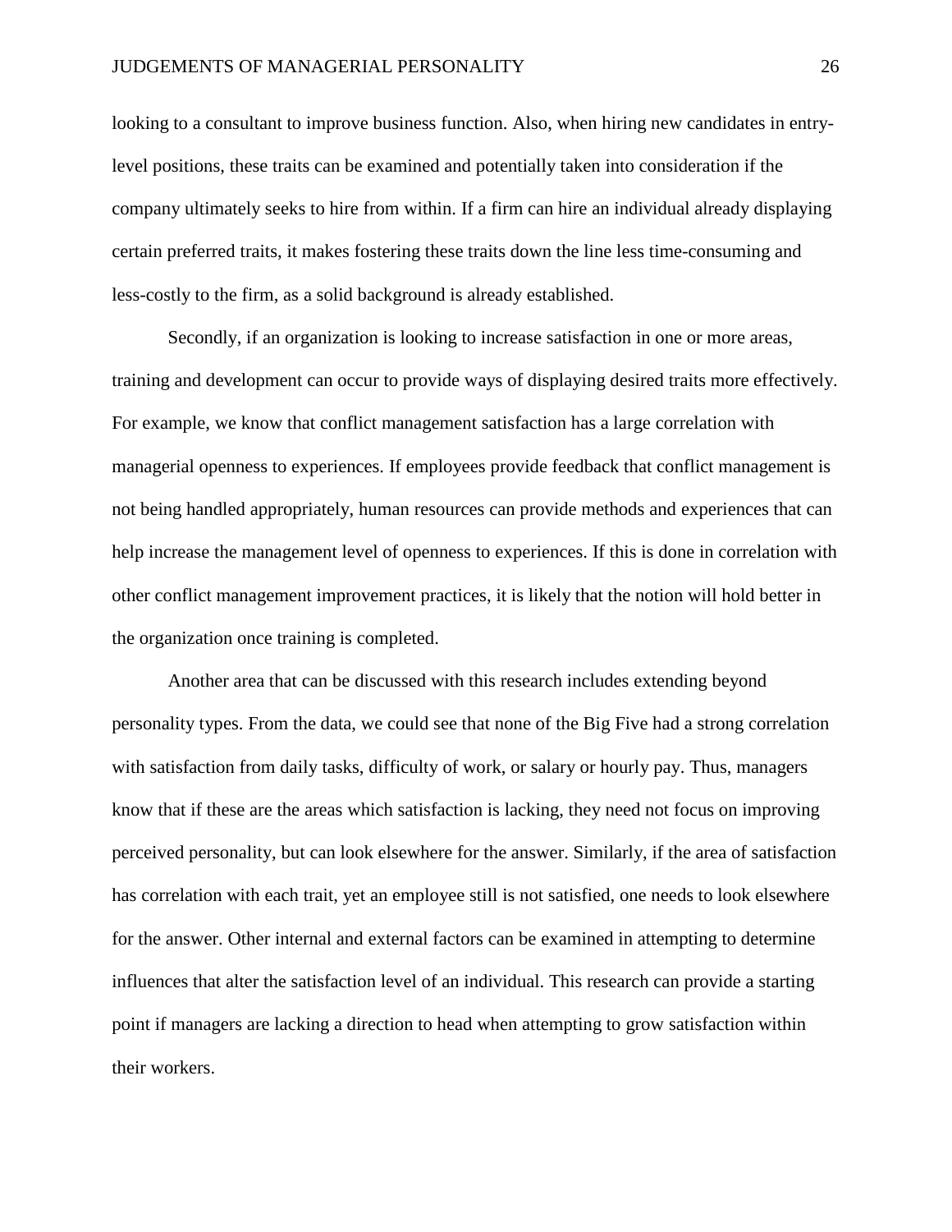looking to a consultant to improve business function. Also, when hiring new candidates in entry-level positions, these traits can be examined and potentially taken into consideration if the company ultimately seeks to hire from within. If a firm can hire an individual already displaying certain preferred traits, it makes fostering these traits down the line less time-consuming and less-costly to the firm, as a solid background is already established.

Secondly, if an organization is looking to increase satisfaction in one or more areas, training and development can occur to provide ways of displaying desired traits more effectively. For example, we know that conflict management satisfaction has a large correlation with managerial openness to experiences. If employees provide feedback that conflict management is not being handled appropriately, human resources can provide methods and experiences that can help increase the management level of openness to experiences. If this is done in correlation with other conflict management improvement practices, it is likely that the notion will hold better in the organization once training is completed.

Another area that can be discussed with this research includes extending beyond personality types. From the data, we could see that none of the Big Five had a strong correlation with satisfaction from daily tasks, difficulty of work, or salary or hourly pay. Thus, managers know that if these are the areas which satisfaction is lacking, they need not focus on improving perceived personality, but can look elsewhere for the answer. Similarly, if the area of satisfaction has correlation with each trait, yet an employee still is not satisfied, one needs to look elsewhere for the answer. Other internal and external factors can be examined in attempting to determine influences that alter the satisfaction level of an individual. This research can provide a starting point if managers are lacking a direction to head when attempting to grow satisfaction within their workers.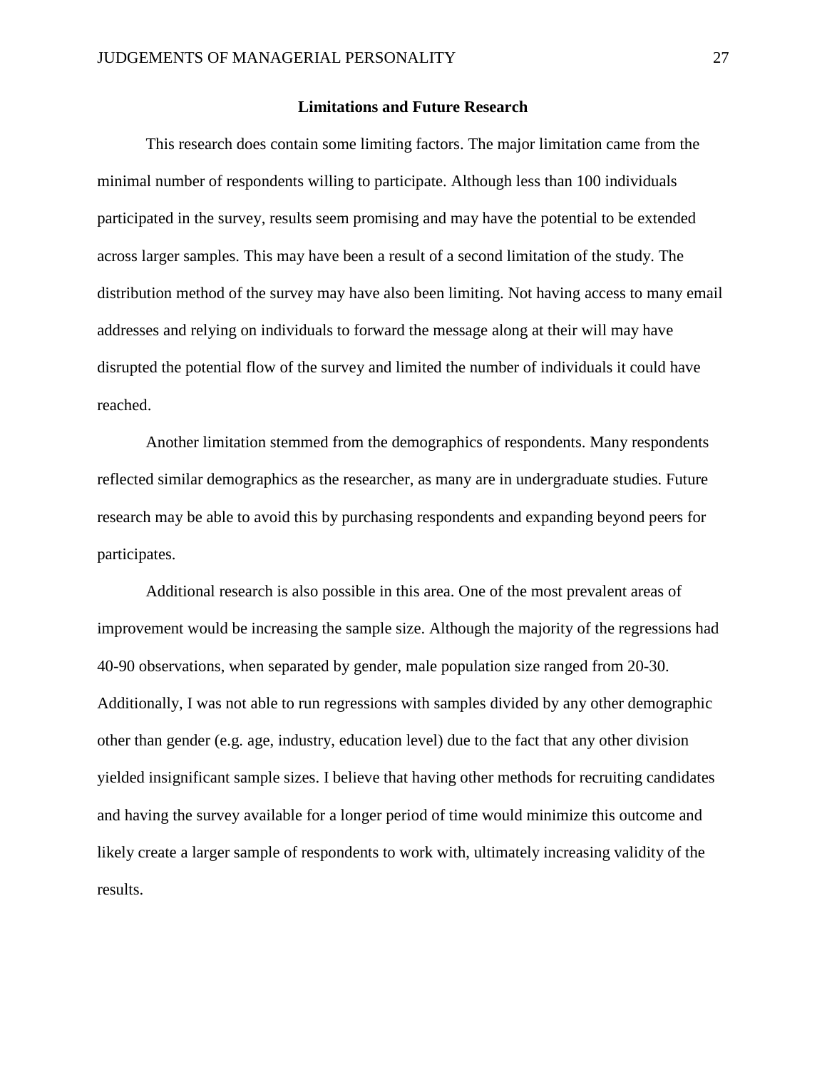## Limitations and Future Research

This research does contain some limiting factors. The major limitation came from the minimal number of respondents willing to participate. Although less than 100 individuals participated in the survey, results seem promising and may have the potential to be extended across larger samples. This may have been a result of a second limitation of the study. The distribution method of the survey may have also been limiting. Not having access to many email addresses and relying on individuals to forward the message along at their will may have disrupted the potential flow of the survey and limited the number of individuals it could have reached.

Another limitation stemmed from the demographics of respondents. Many respondents reflected similar demographics as the researcher, as many are in undergraduate studies. Future research may be able to avoid this by purchasing respondents and expanding beyond peers for participates.

Additional research is also possible in this area. One of the most prevalent areas of improvement would be increasing the sample size. Although the majority of the regressions had 40-90 observations, when separated by gender, male population size ranged from 20-30. Additionally, I was not able to run regressions with samples divided by any other demographic other than gender (e.g. age, industry, education level) due to the fact that any other division yielded insignificant sample sizes. I believe that having other methods for recruiting candidates and having the survey available for a longer period of time would minimize this outcome and likely create a larger sample of respondents to work with, ultimately increasing validity of the results.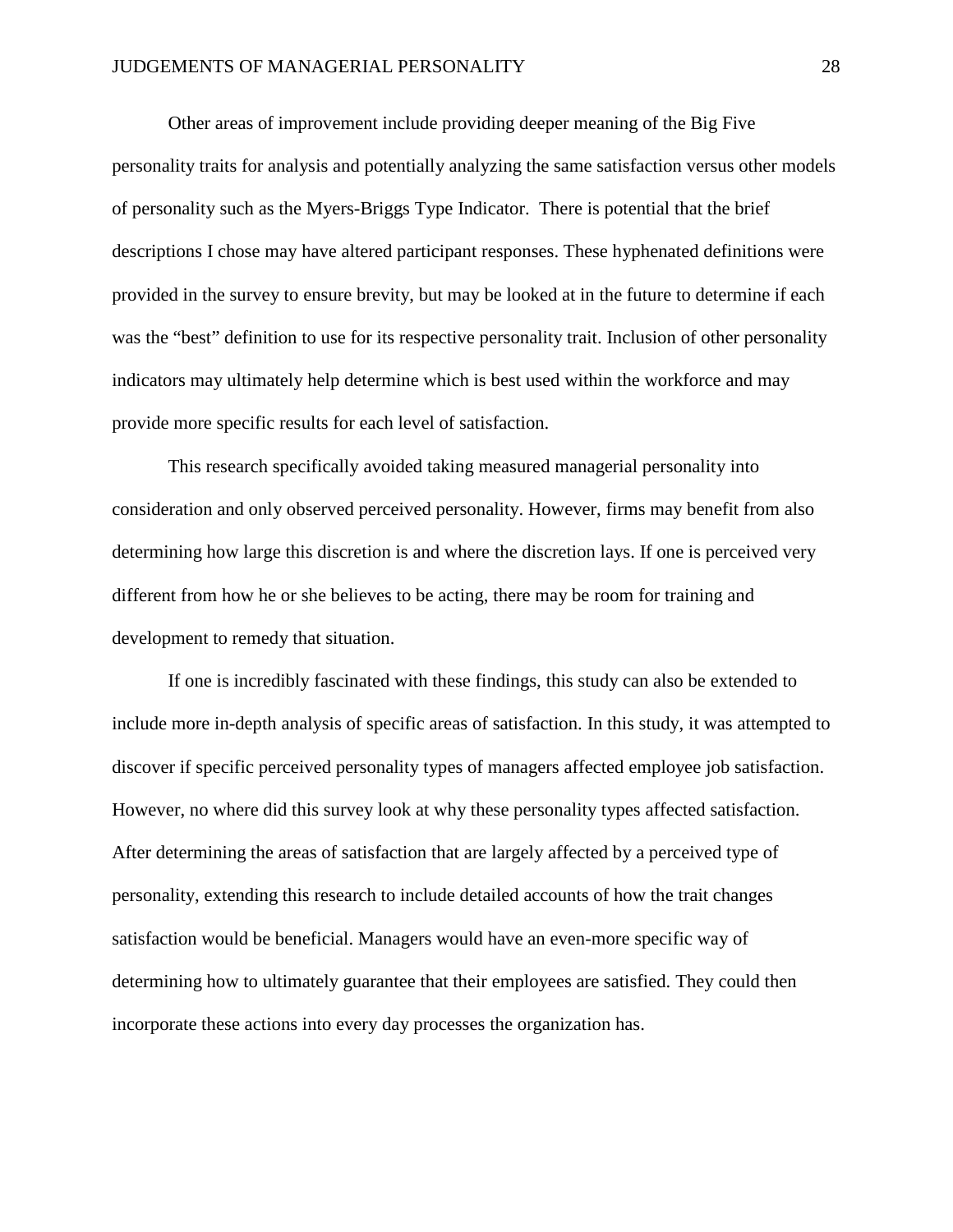Other areas of improvement include providing deeper meaning of the Big Five personality traits for analysis and potentially analyzing the same satisfaction versus other models of personality such as the Myers-Briggs Type Indicator. There is potential that the brief descriptions I chose may have altered participant responses. These hyphenated definitions were provided in the survey to ensure brevity, but may be looked at in the future to determine if each was the "best" definition to use for its respective personality trait. Inclusion of other personality indicators may ultimately help determine which is best used within the workforce and may provide more specific results for each level of satisfaction.

This research specifically avoided taking measured managerial personality into consideration and only observed perceived personality. However, firms may benefit from also determining how large this discretion is and where the discretion lays. If one is perceived very different from how he or she believes to be acting, there may be room for training and development to remedy that situation.

If one is incredibly fascinated with these findings, this study can also be extended to include more in-depth analysis of specific areas of satisfaction. In this study, it was attempted to discover if specific perceived personality types of managers affected employee job satisfaction. However, no where did this survey look at why these personality types affected satisfaction. After determining the areas of satisfaction that are largely affected by a perceived type of personality, extending this research to include detailed accounts of how the trait changes satisfaction would be beneficial. Managers would have an even-more specific way of determining how to ultimately guarantee that their employees are satisfied. They could then incorporate these actions into every day processes the organization has.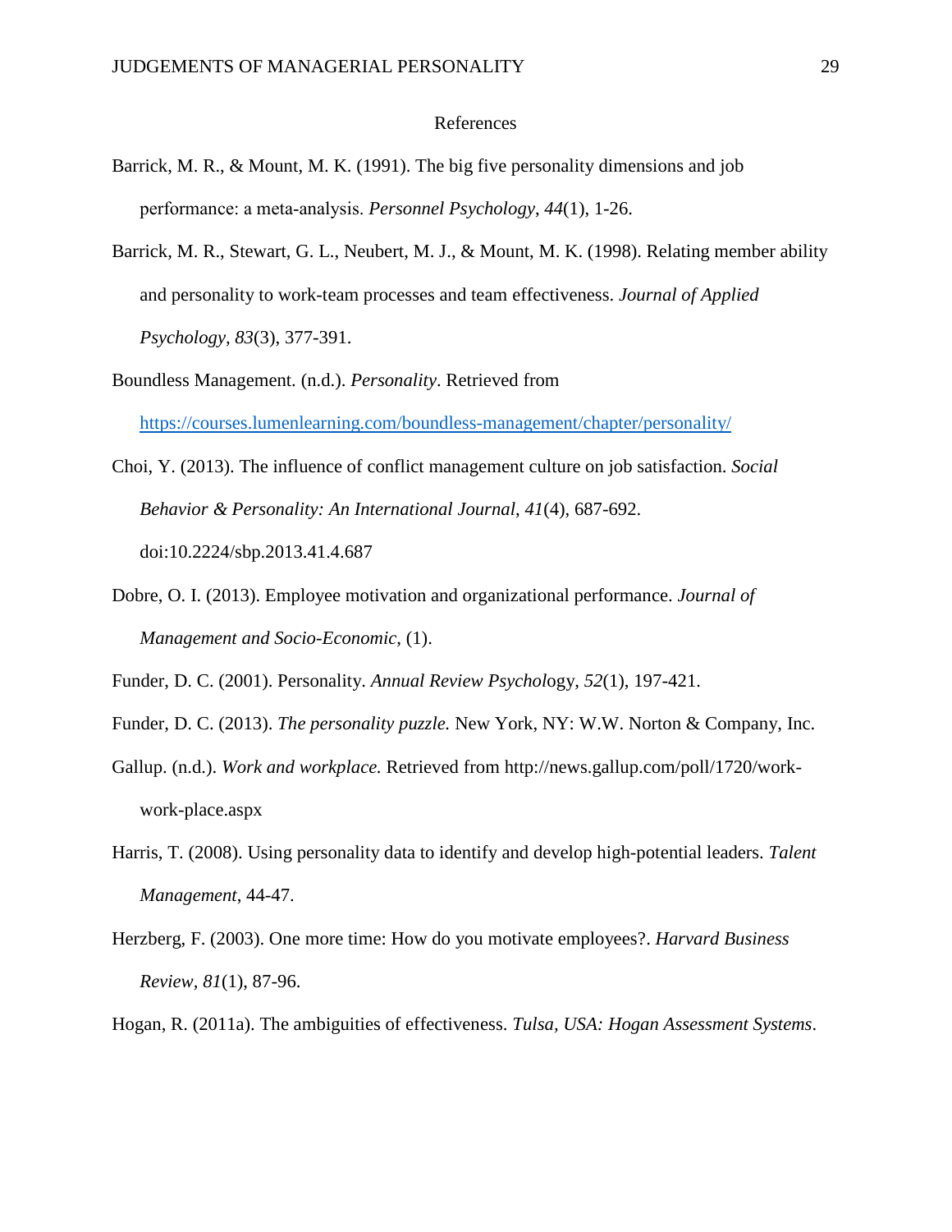# References

Barrick, M. R., & Mount, M. K. (1991). The big five personality dimensions and job performance: a meta-analysis. *Personnel Psychology*, *44*(1), 1-26.

Barrick, M. R., Stewart, G. L., Neubert, M. J., & Mount, M. K. (1998). Relating member ability and personality to work-team processes and team effectiveness. *Journal of Applied Psychology*, *83*(3), 377-391.

Boundless Management. (n.d.). *Personality*. Retrieved from https://courses.lumenlearning.com/boundless-management/chapter/personality/

Choi, Y. (2013). The influence of conflict management culture on job satisfaction. *Social Behavior & Personality: An International Journal, 41*(4), 687-692. doi:10.2224/sbp.2013.41.4.687

Dobre, O. I. (2013). Employee motivation and organizational performance. *Journal of Management and Socio-Economic*, (1).

Funder, D. C. (2001). Personality. *Annual Review Psychol*ogy, *52*(1), 197-421.

Funder, D. C. (2013). *The personality puzzle.* New York, NY: W.W. Norton & Company, Inc.

Gallup. (n.d.). *Work and workplace.* Retrieved from http://news.gallup.com/poll/1720/work-work-place.aspx

Harris, T. (2008). Using personality data to identify and develop high-potential leaders. *Talent Management*, 44-47.

Herzberg, F. (2003). One more time: How do you motivate employees?. *Harvard Business Review, 81*(1), 87-96.

Hogan, R. (2011a). The ambiguities of effectiveness. *Tulsa, USA: Hogan Assessment Systems*.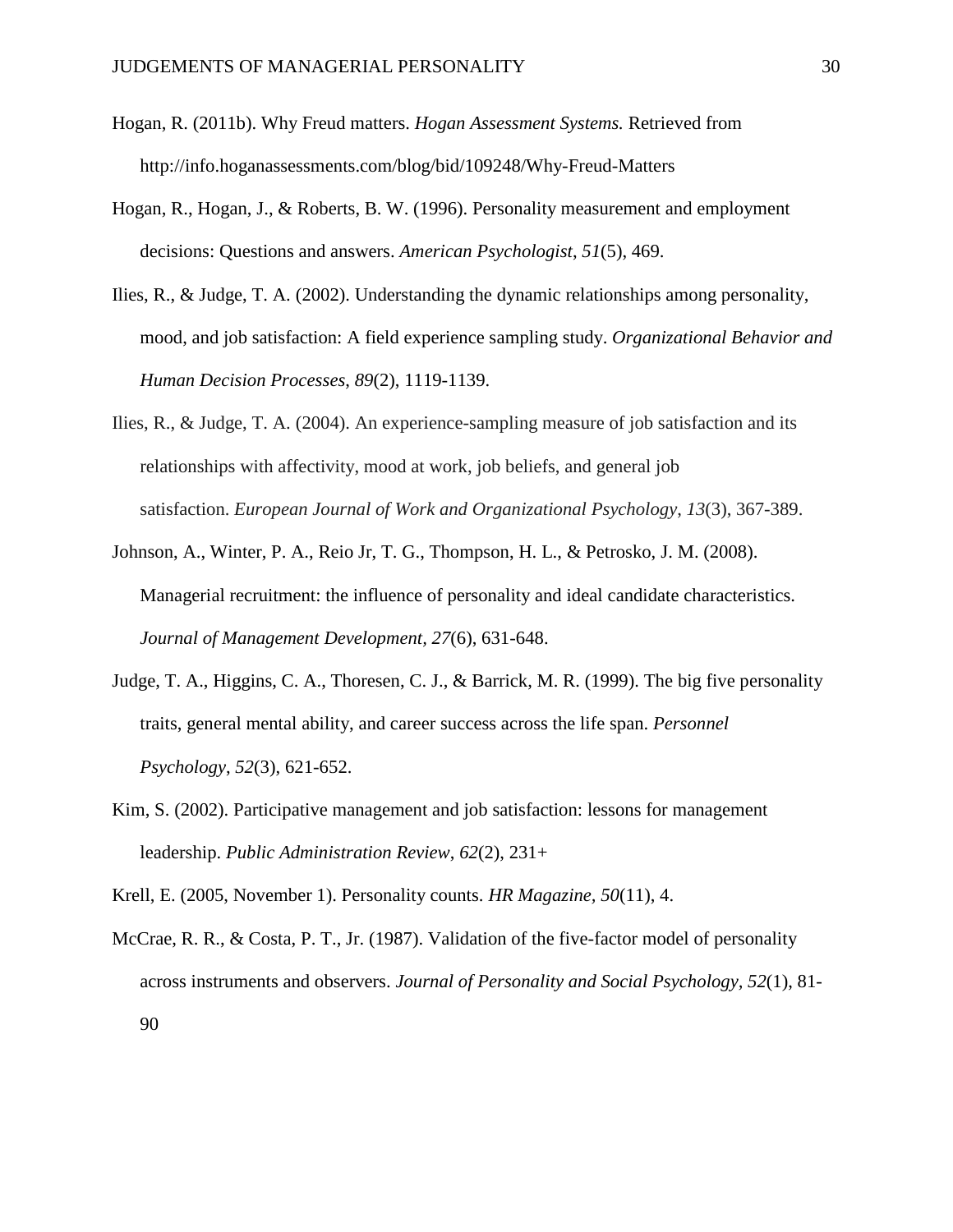Hogan, R. (2011b). Why Freud matters. *Hogan Assessment Systems.* Retrieved from http://info.hoganassessments.com/blog/bid/109248/Why-Freud-Matters

Hogan, R., Hogan, J., & Roberts, B. W. (1996). Personality measurement and employment decisions: Questions and answers. *American Psychologist*, *51*(5), 469.

Ilies, R., & Judge, T. A. (2002). Understanding the dynamic relationships among personality, mood, and job satisfaction: A field experience sampling study. *Organizational Behavior and Human Decision Processes*, *89*(2), 1119-1139.

Ilies, R., & Judge, T. A. (2004). An experience-sampling measure of job satisfaction and its relationships with affectivity, mood at work, job beliefs, and general job satisfaction. *European Journal of Work and Organizational Psychology*, *13*(3), 367-389.

Johnson, A., Winter, P. A., Reio Jr, T. G., Thompson, H. L., & Petrosko, J. M. (2008). Managerial recruitment: the influence of personality and ideal candidate characteristics. *Journal of Management Development*, *27*(6), 631-648.

Judge, T. A., Higgins, C. A., Thoresen, C. J., & Barrick, M. R. (1999). The big five personality traits, general mental ability, and career success across the life span. *Personnel Psychology*, *52*(3), 621-652.

Kim, S. (2002). Participative management and job satisfaction: lessons for management leadership. *Public Administration Review*, *62*(2), 231+

Krell, E. (2005, November 1). Personality counts. *HR Magazine, 50*(11), 4.

McCrae, R. R., & Costa, P. T., Jr. (1987). Validation of the five-factor model of personality across instruments and observers. *Journal of Personality and Social Psychology, 52*(1), 81-90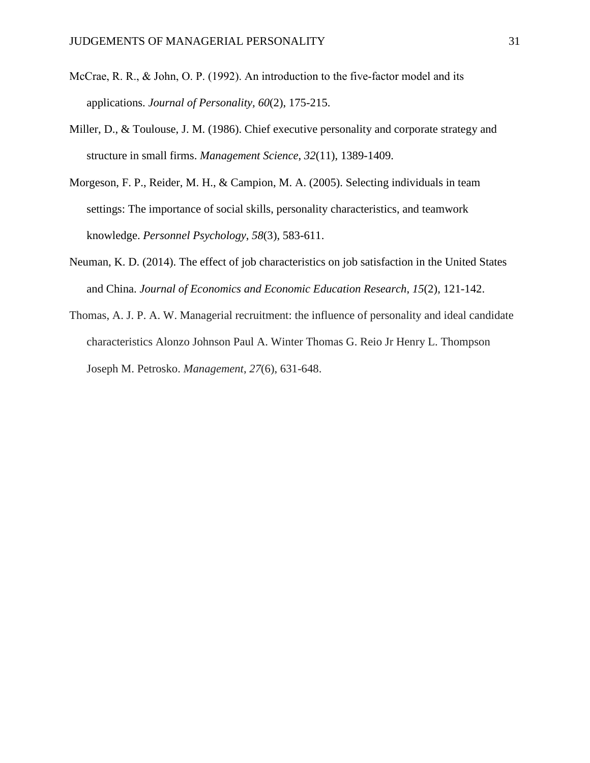McCrae, R. R., & John, O. P. (1992). An introduction to the five-factor model and its applications. *Journal of Personality, 60*(2), 175-215.

Miller, D., & Toulouse, J. M. (1986). Chief executive personality and corporate strategy and structure in small firms. *Management Science*, *32*(11), 1389-1409.

Morgeson, F. P., Reider, M. H., & Campion, M. A. (2005). Selecting individuals in team settings: The importance of social skills, personality characteristics, and teamwork knowledge. *Personnel Psychology*, *58*(3), 583-611.

Neuman, K. D. (2014). The effect of job characteristics on job satisfaction in the United States and China. *Journal of Economics and Economic Education Research*, *15*(2), 121-142.

Thomas, A. J. P. A. W. Managerial recruitment: the influence of personality and ideal candidate characteristics Alonzo Johnson Paul A. Winter Thomas G. Reio Jr Henry L. Thompson Joseph M. Petrosko. *Management*, *27*(6), 631-648.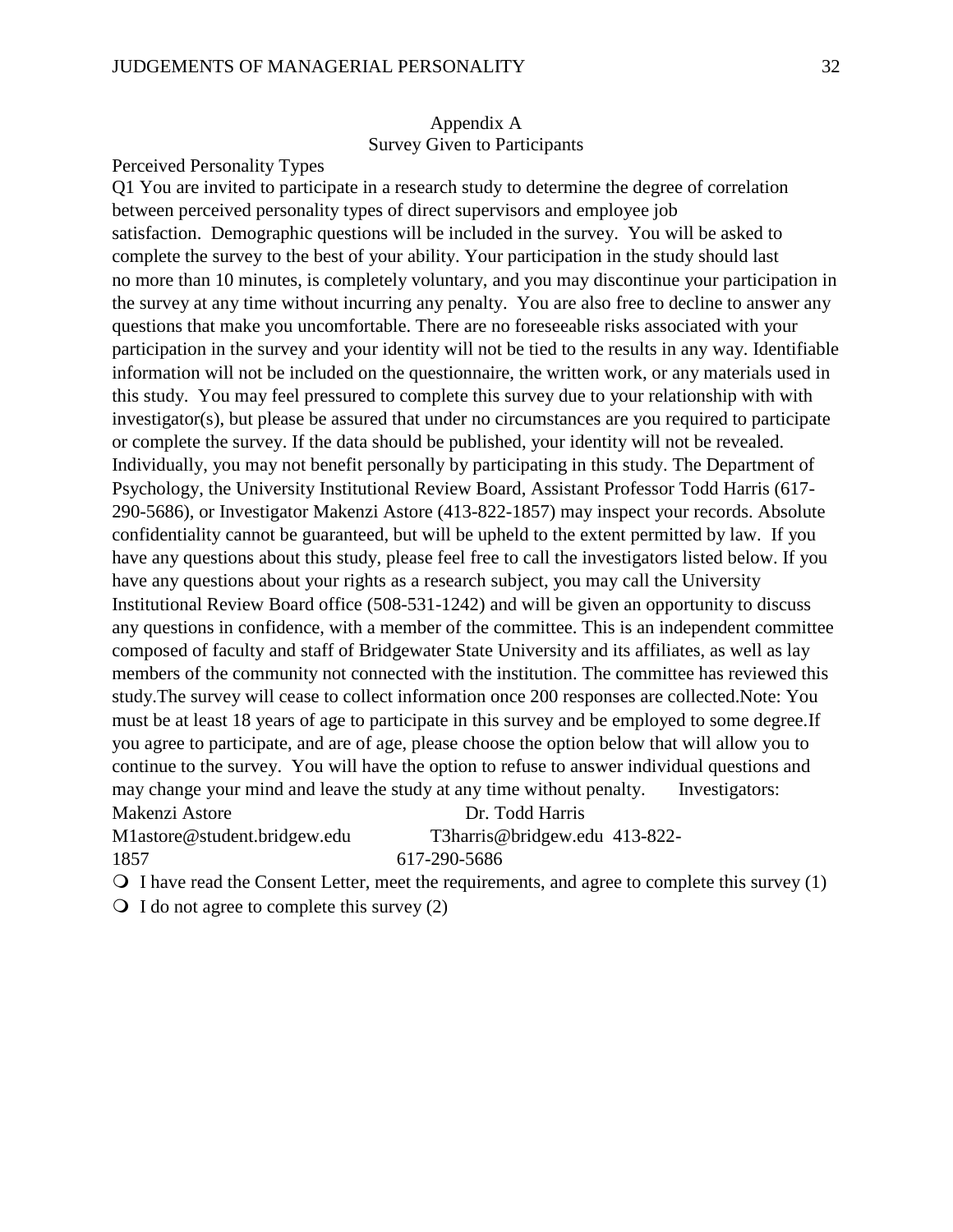# Appendix A
## Survey Given to Participants

Perceived Personality Types

Q1 You are invited to participate in a research study to determine the degree of correlation between perceived personality types of direct supervisors and employee job satisfaction.  Demographic questions will be included in the survey.  You will be asked to complete the survey to the best of your ability. Your participation in the study should last no more than 10 minutes, is completely voluntary, and you may discontinue your participation in the survey at any time without incurring any penalty.  You are also free to decline to answer any questions that make you uncomfortable. There are no foreseeable risks associated with your participation in the survey and your identity will not be tied to the results in any way. Identifiable information will not be included on the questionnaire, the written work, or any materials used in this study.  You may feel pressured to complete this survey due to your relationship with with investigator(s), but please be assured that under no circumstances are you required to participate or complete the survey. If the data should be published, your identity will not be revealed. Individually, you may not benefit personally by participating in this study. The Department of Psychology, the University Institutional Review Board, Assistant Professor Todd Harris (617-290-5686), or Investigator Makenzi Astore (413-822-1857) may inspect your records. Absolute confidentiality cannot be guaranteed, but will be upheld to the extent permitted by law.  If you have any questions about this study, please feel free to call the investigators listed below. If you have any questions about your rights as a research subject, you may call the University Institutional Review Board office (508-531-1242) and will be given an opportunity to discuss any questions in confidence, with a member of the committee. This is an independent committee composed of faculty and staff of Bridgewater State University and its affiliates, as well as lay members of the community not connected with the institution. The committee has reviewed this study.The survey will cease to collect information once 200 responses are collected.Note: You must be at least 18 years of age to participate in this survey and be employed to some degree.If you agree to participate, and are of age, please choose the option below that will allow you to continue to the survey.  You will have the option to refuse to answer individual questions and may change your mind and leave the study at any time without penalty.     Investigators:
Makenzi Astore                                    Dr. Todd Harris
M1astore@student.bridgew.edu          T3harris@bridgew.edu  413-822-1857                                          617-290-5686

- ○ I have read the Consent Letter, meet the requirements, and agree to complete this survey (1)
- ○ I do not agree to complete this survey (2)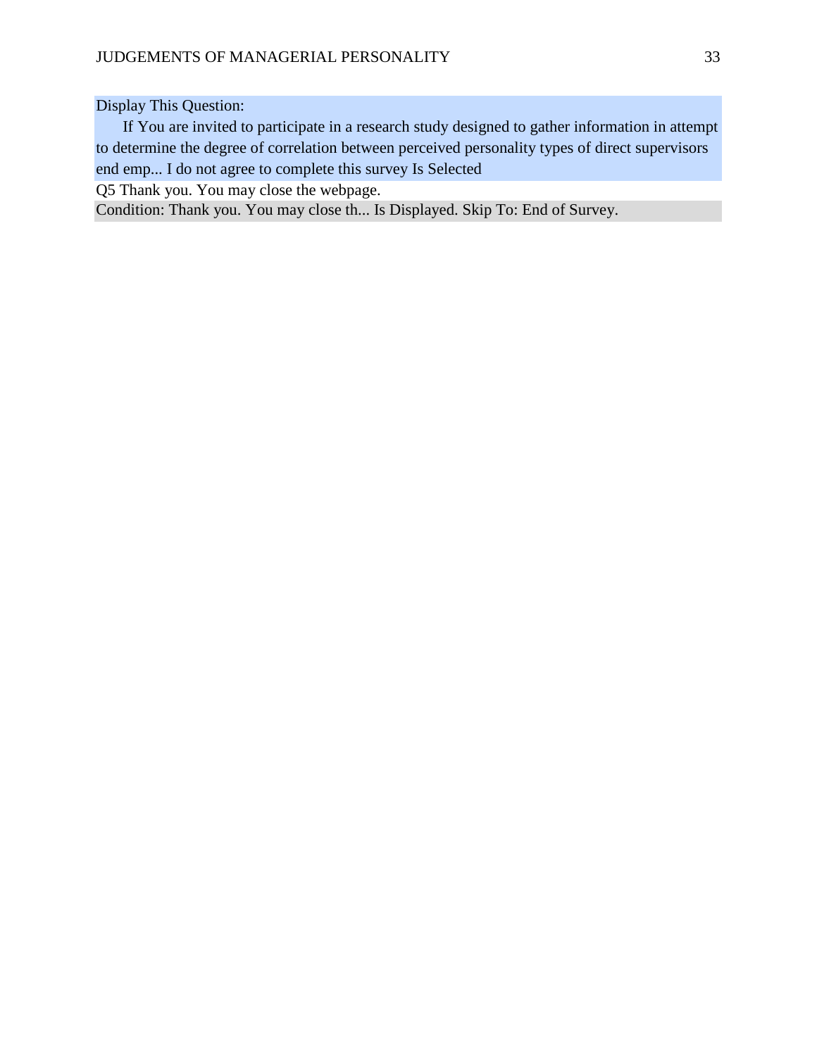Display This Question:

If You are invited to participate in a research study designed to gather information in attempt to determine the degree of correlation between perceived personality types of direct supervisors end emp... I do not agree to complete this survey Is Selected

Q5 Thank you. You may close the webpage.

Condition: Thank you. You may close th... Is Displayed. Skip To: End of Survey.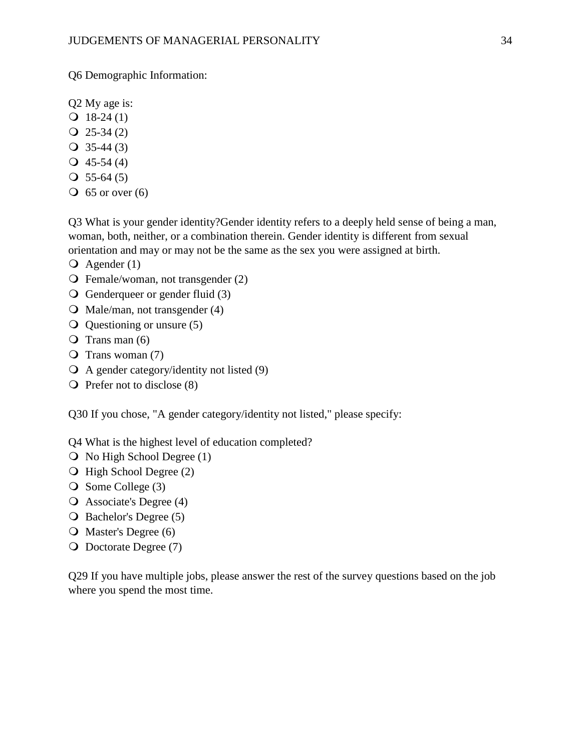Q6 Demographic Information:

Q2 My age is:

- 18-24 (1)
- 25-34 (2)
- 35-44 (3)
- 45-54 (4)
- 55-64 (5)
- 65 or over (6)

Q3 What is your gender identity?Gender identity refers to a deeply held sense of being a man, woman, both, neither, or a combination therein. Gender identity is different from sexual orientation and may or may not be the same as the sex you were assigned at birth.

- Agender (1)
- Female/woman, not transgender (2)
- Genderqueer or gender fluid (3)
- Male/man, not transgender (4)
- Questioning or unsure (5)
- Trans man (6)
- Trans woman (7)
- A gender category/identity not listed (9)
- Prefer not to disclose (8)

Q30 If you chose, "A gender category/identity not listed," please specify:

Q4 What is the highest level of education completed?

- No High School Degree (1)
- High School Degree (2)
- Some College (3)
- Associate's Degree (4)
- Bachelor's Degree (5)
- Master's Degree (6)
- Doctorate Degree (7)

Q29 If you have multiple jobs, please answer the rest of the survey questions based on the job where you spend the most time.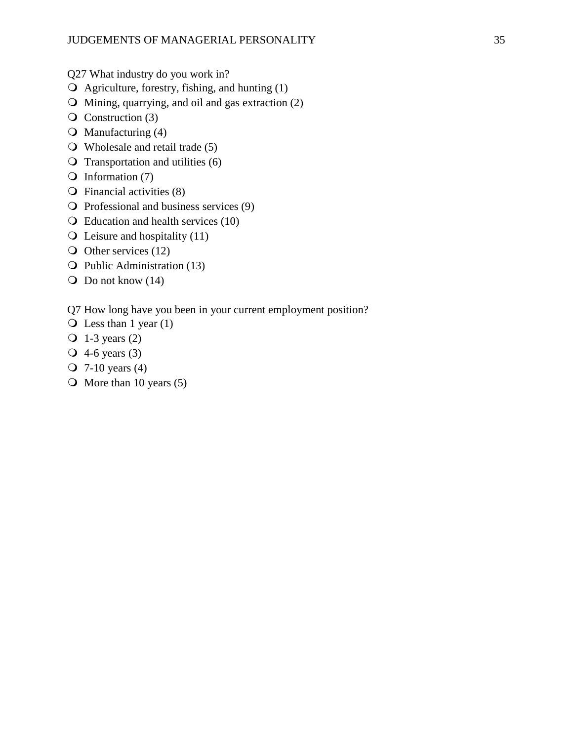Q27 What industry do you work in?

- Agriculture, forestry, fishing, and hunting (1)
- Mining, quarrying, and oil and gas extraction (2)
- Construction (3)
- Manufacturing (4)
- Wholesale and retail trade (5)
- Transportation and utilities (6)
- Information (7)
- Financial activities (8)
- Professional and business services (9)
- Education and health services (10)
- Leisure and hospitality (11)
- Other services (12)
- Public Administration (13)
- Do not know (14)

Q7 How long have you been in your current employment position?

- Less than 1 year (1)
- 1-3 years (2)
- 4-6 years (3)
- 7-10 years (4)
- More than 10 years (5)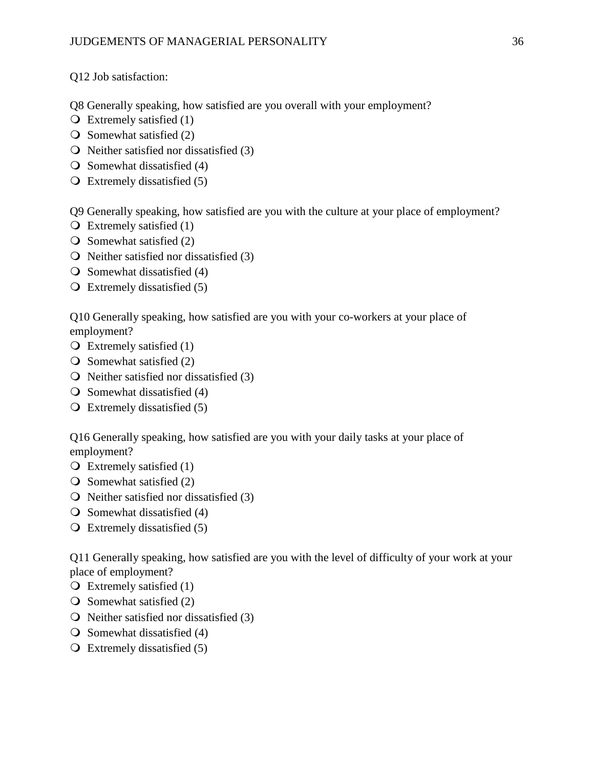Q12 Job satisfaction:

Q8 Generally speaking, how satisfied are you overall with your employment?
- Extremely satisfied (1)
- Somewhat satisfied (2)
- Neither satisfied nor dissatisfied (3)
- Somewhat dissatisfied (4)
- Extremely dissatisfied (5)

Q9 Generally speaking, how satisfied are you with the culture at your place of employment?
- Extremely satisfied (1)
- Somewhat satisfied (2)
- Neither satisfied nor dissatisfied (3)
- Somewhat dissatisfied (4)
- Extremely dissatisfied (5)

Q10 Generally speaking, how satisfied are you with your co-workers at your place of employment?
- Extremely satisfied (1)
- Somewhat satisfied (2)
- Neither satisfied nor dissatisfied (3)
- Somewhat dissatisfied (4)
- Extremely dissatisfied (5)

Q16 Generally speaking, how satisfied are you with your daily tasks at your place of employment?
- Extremely satisfied (1)
- Somewhat satisfied (2)
- Neither satisfied nor dissatisfied (3)
- Somewhat dissatisfied (4)
- Extremely dissatisfied (5)

Q11 Generally speaking, how satisfied are you with the level of difficulty of your work at your place of employment?
- Extremely satisfied (1)
- Somewhat satisfied (2)
- Neither satisfied nor dissatisfied (3)
- Somewhat dissatisfied (4)
- Extremely dissatisfied (5)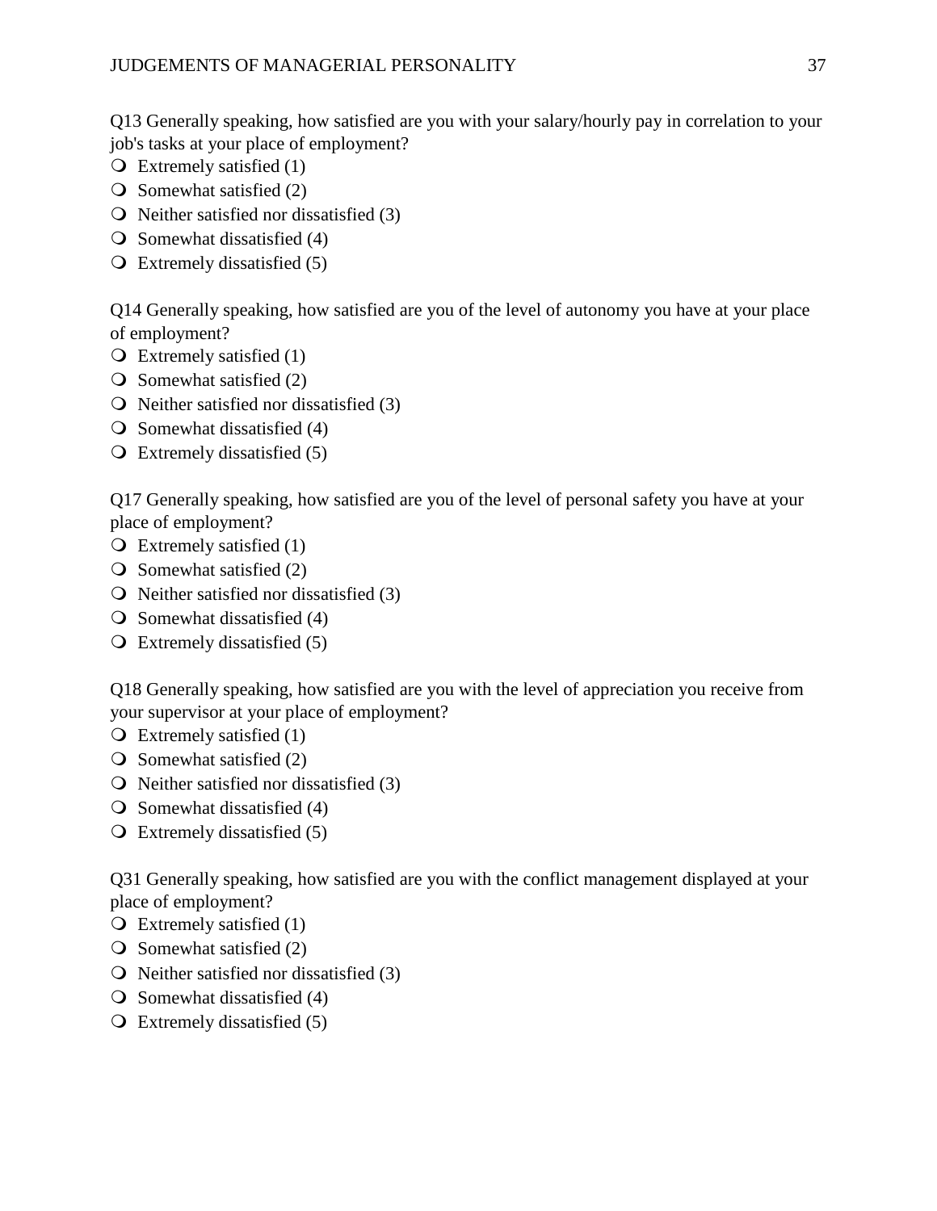Q13 Generally speaking, how satisfied are you with your salary/hourly pay in correlation to your job's tasks at your place of employment?

- Extremely satisfied (1)
- Somewhat satisfied (2)
- Neither satisfied nor dissatisfied (3)
- Somewhat dissatisfied (4)
- Extremely dissatisfied (5)

Q14 Generally speaking, how satisfied are you of the level of autonomy you have at your place of employment?

- Extremely satisfied (1)
- Somewhat satisfied (2)
- Neither satisfied nor dissatisfied (3)
- Somewhat dissatisfied (4)
- Extremely dissatisfied (5)

Q17 Generally speaking, how satisfied are you of the level of personal safety you have at your place of employment?

- Extremely satisfied (1)
- Somewhat satisfied (2)
- Neither satisfied nor dissatisfied (3)
- Somewhat dissatisfied (4)
- Extremely dissatisfied (5)

Q18 Generally speaking, how satisfied are you with the level of appreciation you receive from your supervisor at your place of employment?

- Extremely satisfied (1)
- Somewhat satisfied (2)
- Neither satisfied nor dissatisfied (3)
- Somewhat dissatisfied (4)
- Extremely dissatisfied (5)

Q31 Generally speaking, how satisfied are you with the conflict management displayed at your place of employment?

- Extremely satisfied (1)
- Somewhat satisfied (2)
- Neither satisfied nor dissatisfied (3)
- Somewhat dissatisfied (4)
- Extremely dissatisfied (5)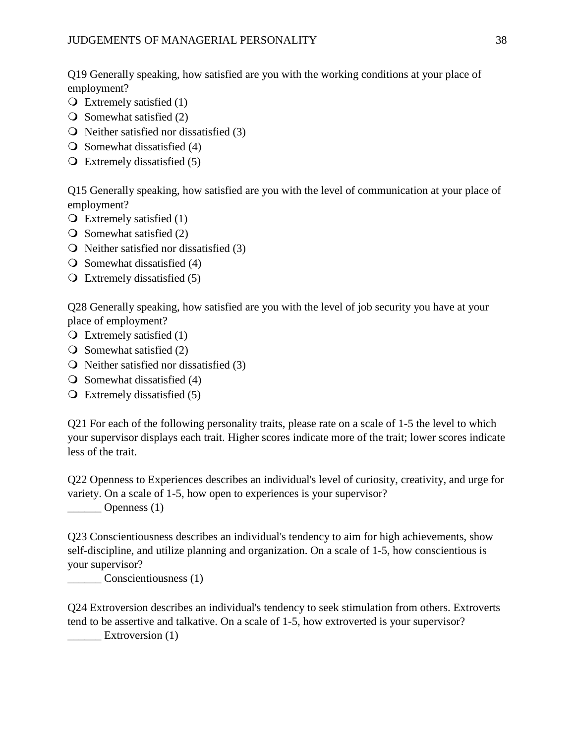Q19 Generally speaking, how satisfied are you with the working conditions at your place of employment?

- ❍ Extremely satisfied (1)
- ❍ Somewhat satisfied (2)
- ❍ Neither satisfied nor dissatisfied (3)
- ❍ Somewhat dissatisfied (4)
- ❍ Extremely dissatisfied (5)

Q15 Generally speaking, how satisfied are you with the level of communication at your place of employment?

- ❍ Extremely satisfied (1)
- ❍ Somewhat satisfied (2)
- ❍ Neither satisfied nor dissatisfied (3)
- ❍ Somewhat dissatisfied (4)
- ❍ Extremely dissatisfied (5)

Q28 Generally speaking, how satisfied are you with the level of job security you have at your place of employment?

- ❍ Extremely satisfied (1)
- ❍ Somewhat satisfied (2)
- ❍ Neither satisfied nor dissatisfied (3)
- ❍ Somewhat dissatisfied (4)
- ❍ Extremely dissatisfied (5)

Q21 For each of the following personality traits, please rate on a scale of 1-5 the level to which your supervisor displays each trait. Higher scores indicate more of the trait; lower scores indicate less of the trait.

Q22 Openness to Experiences describes an individual's level of curiosity, creativity, and urge for variety. On a scale of 1-5, how open to experiences is your supervisor?
______ Openness (1)

Q23 Conscientiousness describes an individual's tendency to aim for high achievements, show self-discipline, and utilize planning and organization. On a scale of 1-5, how conscientious is your supervisor?
______ Conscientiousness (1)

Q24 Extroversion describes an individual's tendency to seek stimulation from others. Extroverts tend to be assertive and talkative. On a scale of 1-5, how extroverted is your supervisor?
______ Extroversion (1)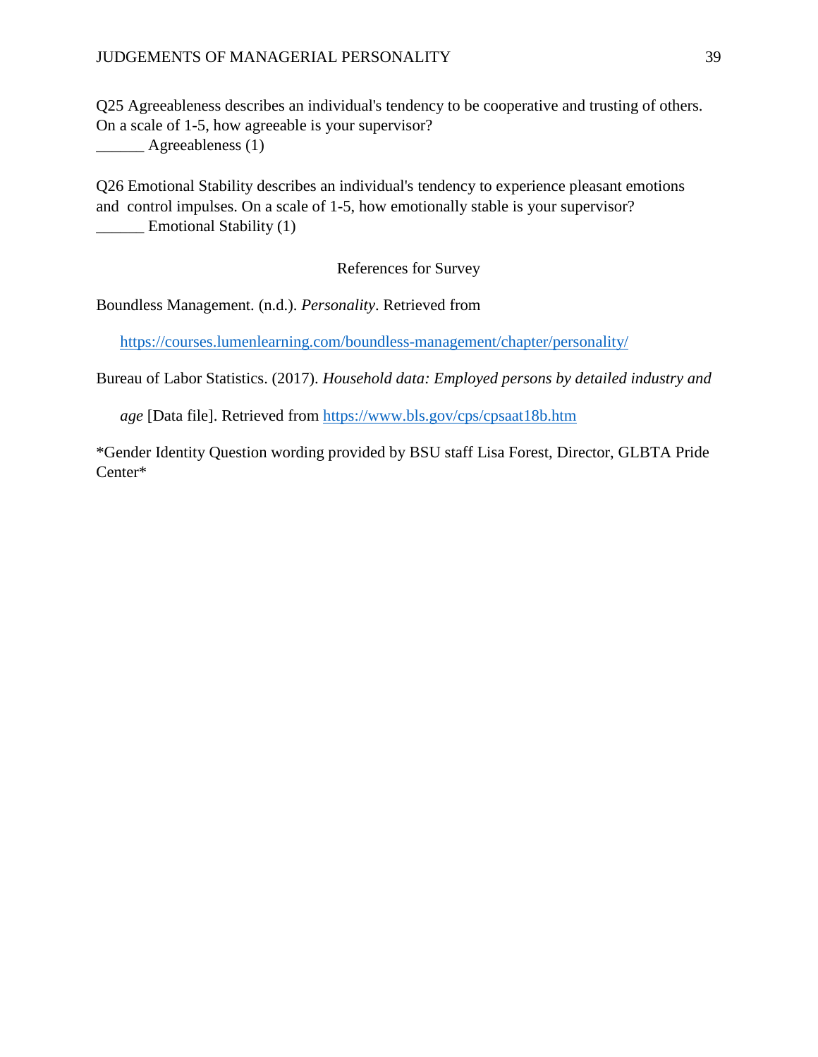Q25 Agreeableness describes an individual's tendency to be cooperative and trusting of others. On a scale of 1-5, how agreeable is your supervisor?
______ Agreeableness (1)

Q26 Emotional Stability describes an individual's tendency to experience pleasant emotions and control impulses. On a scale of 1-5, how emotionally stable is your supervisor?
______ Emotional Stability (1)

## References for Survey

Boundless Management. (n.d.). *Personality*. Retrieved from https://courses.lumenlearning.com/boundless-management/chapter/personality/

Bureau of Labor Statistics. (2017). *Household data: Employed persons by detailed industry and age* [Data file]. Retrieved from https://www.bls.gov/cps/cpsaat18b.htm

*Gender Identity Question wording provided by BSU staff Lisa Forest, Director, GLBTA Pride Center*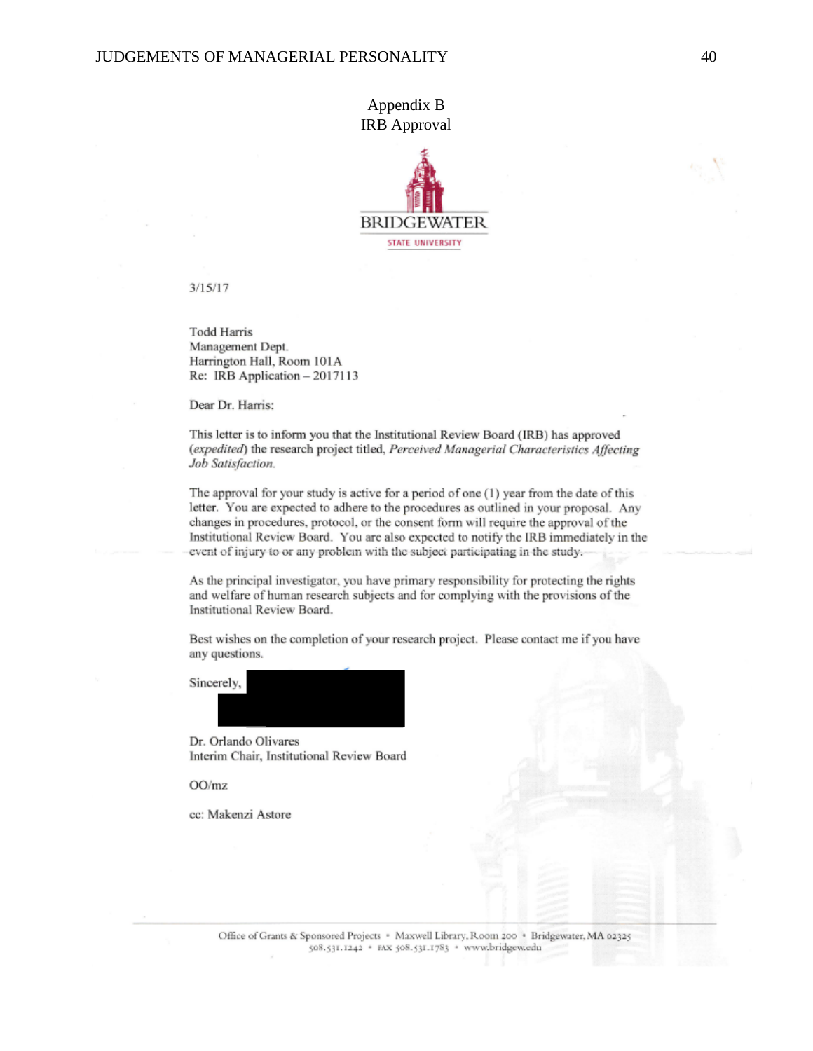# Appendix B
## IRB Approval

BRIDGEWATER
STATE UNIVERSITY

3/15/17

Todd Harris
Management Dept.
Harrington Hall, Room 101A
Re: IRB Application – 2017113

Dear Dr. Harris:

This letter is to inform you that the Institutional Review Board (IRB) has approved (*expedited*) the research project titled, *Perceived Managerial Characteristics Affecting Job Satisfaction.*

The approval for your study is active for a period of one (1) year from the date of this letter. You are expected to adhere to the procedures as outlined in your proposal. Any changes in procedures, protocol, or the consent form will require the approval of the Institutional Review Board. You are also expected to notify the IRB immediately in the event of injury to or any problem with the subject participating in the study.

As the principal investigator, you have primary responsibility for protecting the rights and welfare of human research subjects and for complying with the provisions of the Institutional Review Board.

Best wishes on the completion of your research project. Please contact me if you have any questions.

Sincerely,

Dr. Orlando Olivares
Interim Chair, Institutional Review Board

OO/mz

cc: Makenzi Astore

Office of Grants & Sponsored Projects • Maxwell Library, Room 200 • Bridgewater, MA 02325
508.531.1242 • FAX 508.531.1783 • www.bridgew.edu